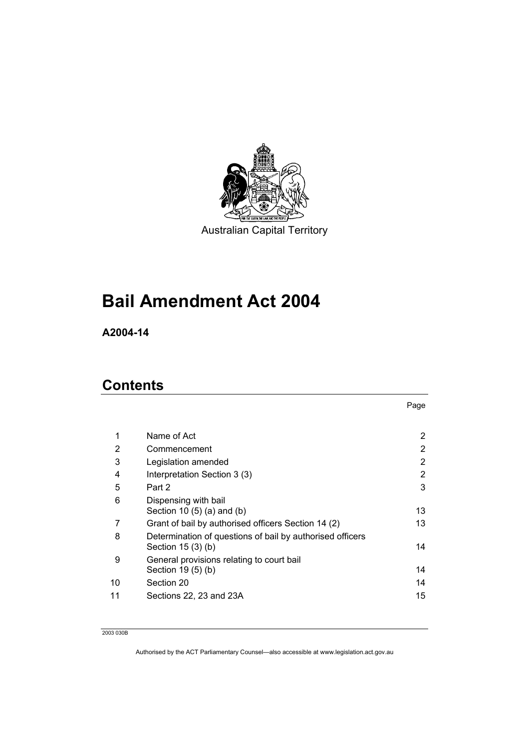Australian Capital Territory

# Bail Amendment Act 2004

**A2004-14**

## Contents

| | | Page |
|---|---|---|
| 1 | Name of Act | 2 |
| 2 | Commencement | 2 |
| 3 | Legislation amended | 2 |
| 4 | Interpretation Section 3 (3) | 2 |
| 5 | Part 2 | 3 |
| 6 | Dispensing with bail<br>Section 10 (5) (a) and (b) | 13 |
| 7 | Grant of bail by authorised officers Section 14 (2) | 13 |
| 8 | Determination of questions of bail by authorised officers<br>Section 15 (3) (b) | 14 |
| 9 | General provisions relating to court bail<br>Section 19 (5) (b) | 14 |
| 10 | Section 20 | 14 |
| 11 | Sections 22, 23 and 23A | 15 |

2003 030B

Authorised by the ACT Parliamentary Counsel—also accessible at www.legislation.act.gov.au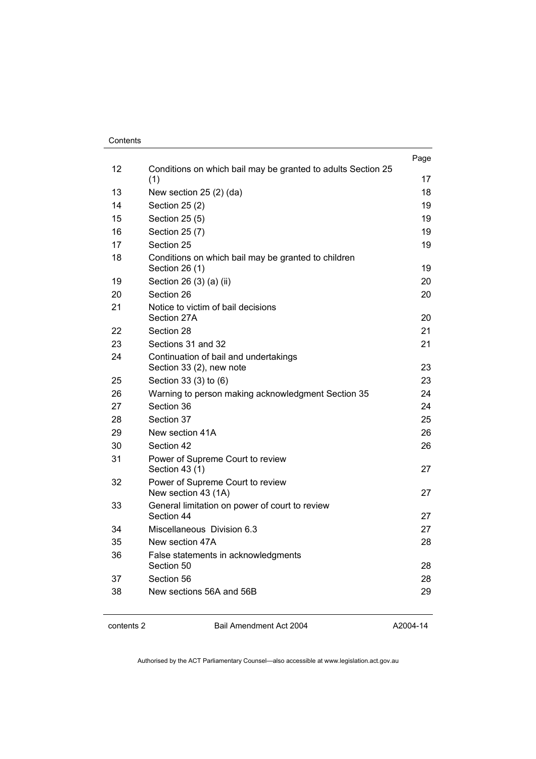| | | Page |
|---|---|---|
| 12 | Conditions on which bail may be granted to adults Section 25 (1) | 17 |
| 13 | New section 25 (2) (da) | 18 |
| 14 | Section 25 (2) | 19 |
| 15 | Section 25 (5) | 19 |
| 16 | Section 25 (7) | 19 |
| 17 | Section 25 | 19 |
| 18 | Conditions on which bail may be granted to children Section 26 (1) | 19 |
| 19 | Section 26 (3) (a) (ii) | 20 |
| 20 | Section 26 | 20 |
| 21 | Notice to victim of bail decisions Section 27A | 20 |
| 22 | Section 28 | 21 |
| 23 | Sections 31 and 32 | 21 |
| 24 | Continuation of bail and undertakings Section 33 (2), new note | 23 |
| 25 | Section 33 (3) to (6) | 23 |
| 26 | Warning to person making acknowledgment Section 35 | 24 |
| 27 | Section 36 | 24 |
| 28 | Section 37 | 25 |
| 29 | New section 41A | 26 |
| 30 | Section 42 | 26 |
| 31 | Power of Supreme Court to review Section 43 (1) | 27 |
| 32 | Power of Supreme Court to review New section 43 (1A) | 27 |
| 33 | General limitation on power of court to review Section 44 | 27 |
| 34 | Miscellaneous Division 6.3 | 27 |
| 35 | New section 47A | 28 |
| 36 | False statements in acknowledgments Section 50 | 28 |
| 37 | Section 56 | 28 |
| 38 | New sections 56A and 56B | 29 |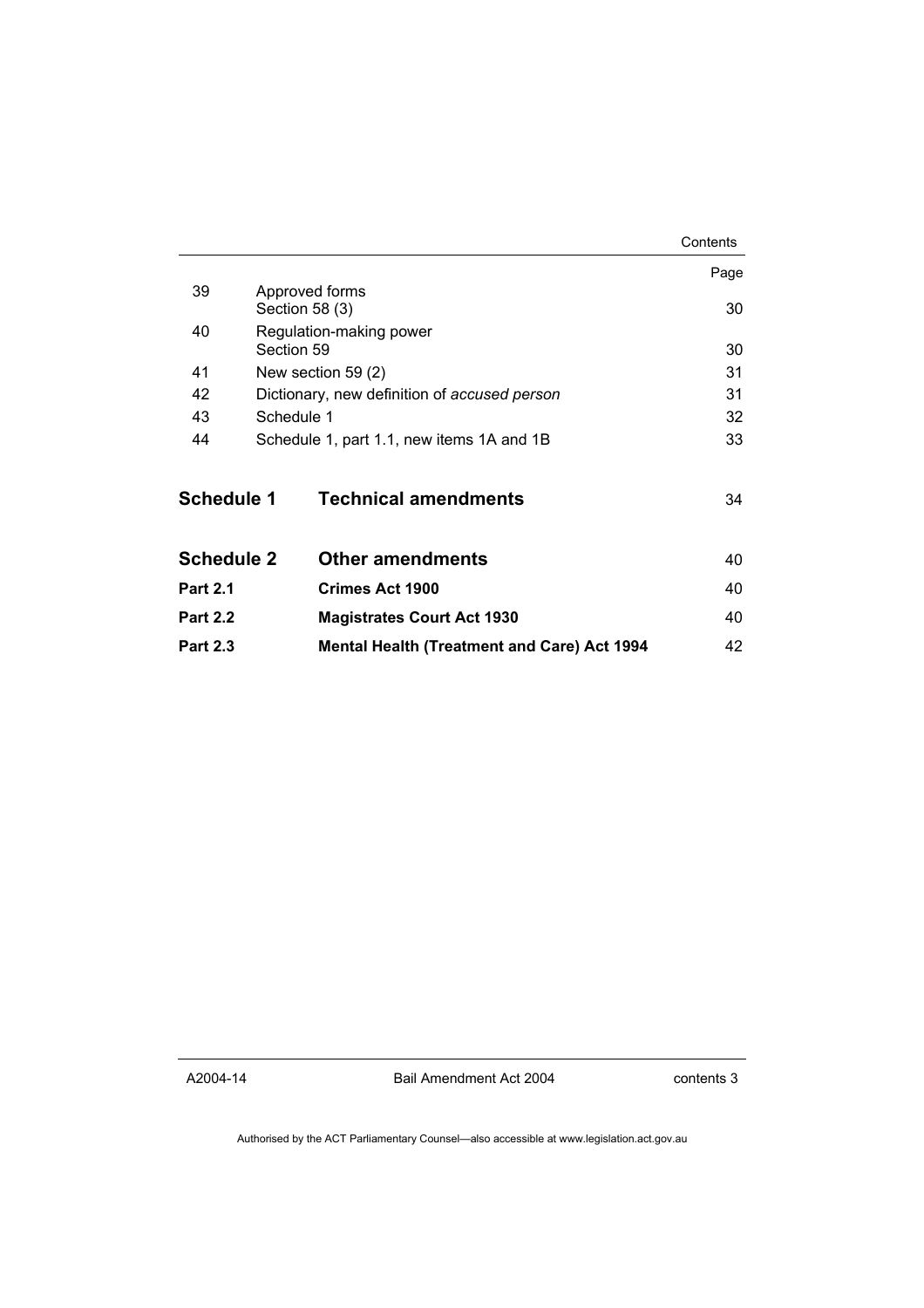| | | Page |
|---|---|---|
| 39 | Approved forms<br>Section 58 (3) | 30 |
| 40 | Regulation-making power<br>Section 59 | 30 |
| 41 | New section 59 (2) | 31 |
| 42 | Dictionary, new definition of *accused person* | 31 |
| 43 | Schedule 1 | 32 |
| 44 | Schedule 1, part 1.1, new items 1A and 1B | 33 |

| | | |
|---|---|---|
| **Schedule 1** | **Technical amendments** | 34 |
| **Schedule 2** | **Other amendments** | 40 |
| **Part 2.1** | **Crimes Act 1900** | 40 |
| **Part 2.2** | **Magistrates Court Act 1930** | 40 |
| **Part 2.3** | **Mental Health (Treatment and Care) Act 1994** | 42 |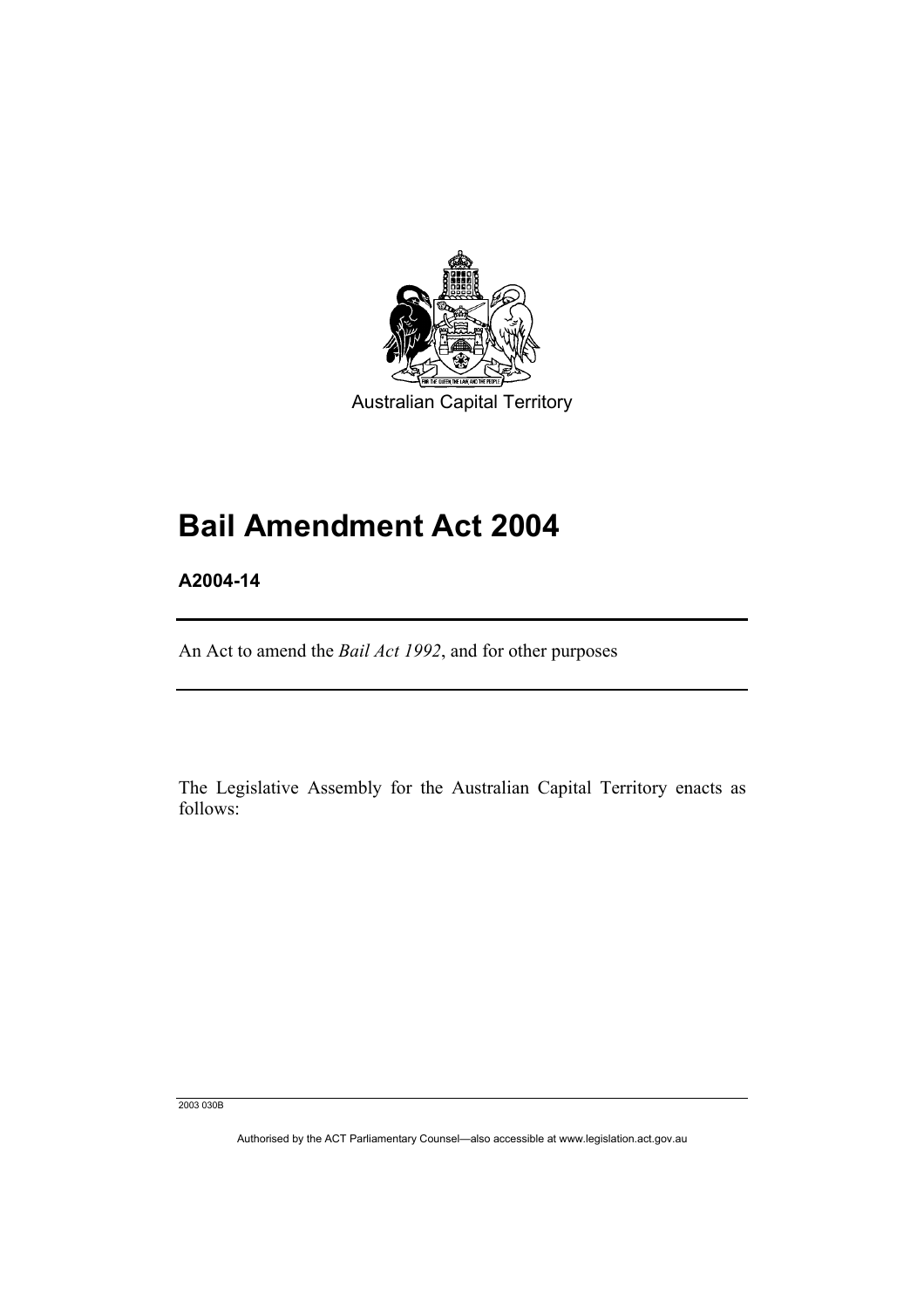Australian Capital Territory

# Bail Amendment Act 2004

**A2004-14**

An Act to amend the *Bail Act 1992*, and for other purposes

The Legislative Assembly for the Australian Capital Territory enacts as follows: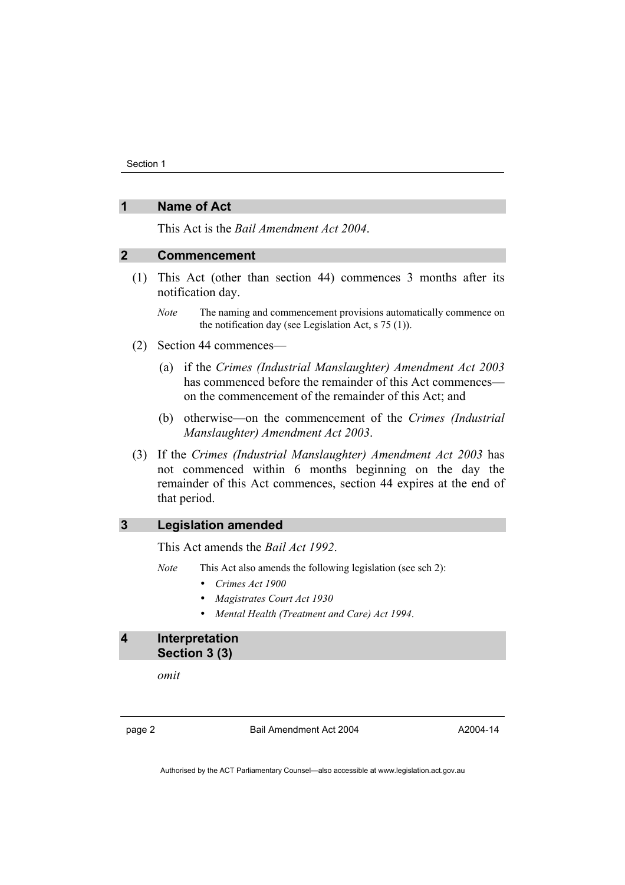## 1 Name of Act

This Act is the *Bail Amendment Act 2004*.

## 2 Commencement

(1) This Act (other than section 44) commences 3 months after its notification day.

*Note* The naming and commencement provisions automatically commence on the notification day (see Legislation Act, s 75 (1)).

(2) Section 44 commences—

(a) if the *Crimes (Industrial Manslaughter) Amendment Act 2003* has commenced before the remainder of this Act commences—on the commencement of the remainder of this Act; and

(b) otherwise—on the commencement of the *Crimes (Industrial Manslaughter) Amendment Act 2003*.

(3) If the *Crimes (Industrial Manslaughter) Amendment Act 2003* has not commenced within 6 months beginning on the day the remainder of this Act commences, section 44 expires at the end of that period.

## 3 Legislation amended

This Act amends the *Bail Act 1992*.

*Note* This Act also amends the following legislation (see sch 2):

- *Crimes Act 1900*
- *Magistrates Court Act 1930*
- *Mental Health (Treatment and Care) Act 1994*.

## 4 Interpretation Section 3 (3)

*omit*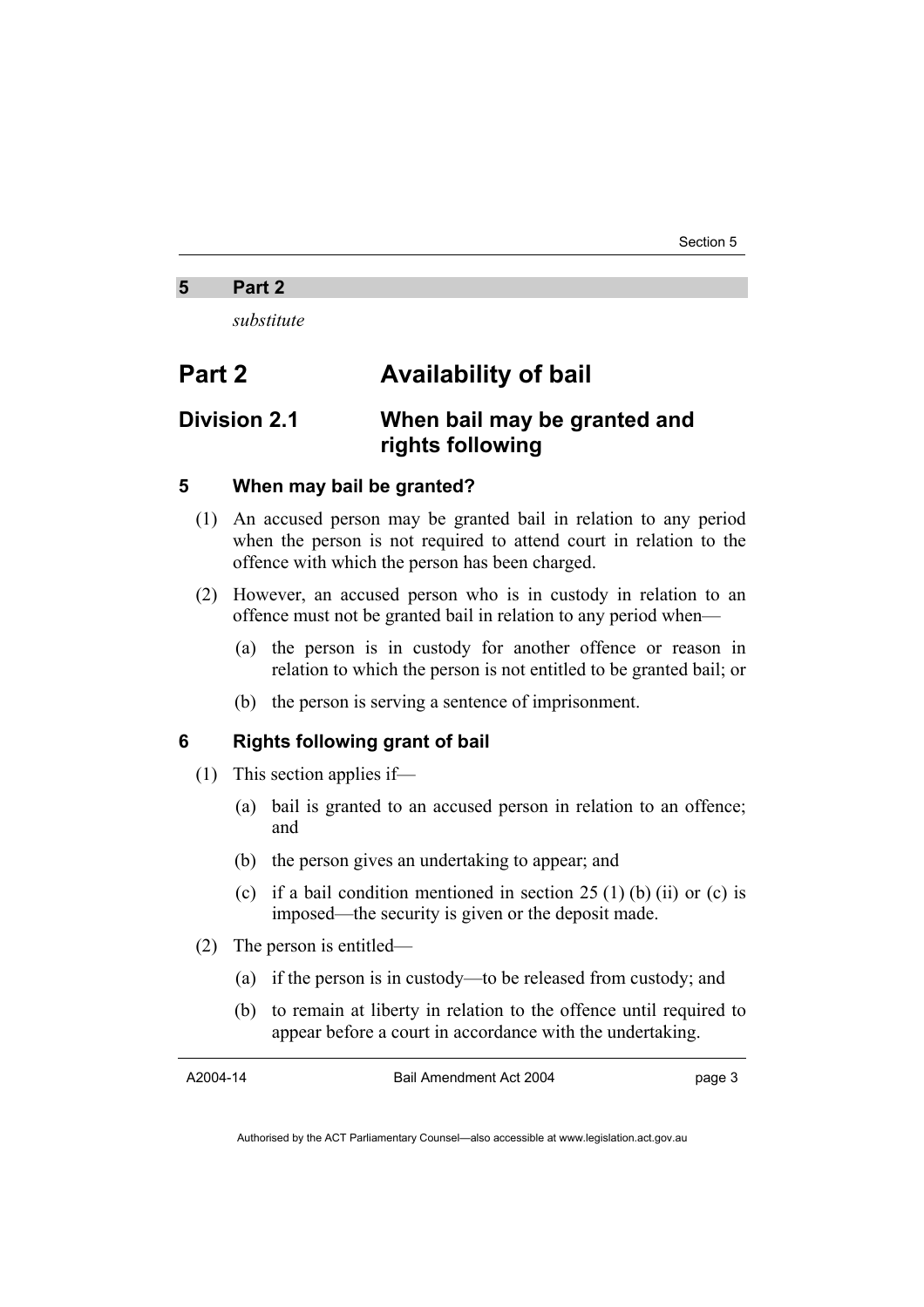## 5 Part 2

*substitute*

# Part 2 Availability of bail

## Division 2.1 When bail may be granted and rights following

### 5 When may bail be granted?

(1) An accused person may be granted bail in relation to any period when the person is not required to attend court in relation to the offence with which the person has been charged.

(2) However, an accused person who is in custody in relation to an offence must not be granted bail in relation to any period when—

(a) the person is in custody for another offence or reason in relation to which the person is not entitled to be granted bail; or

(b) the person is serving a sentence of imprisonment.

### 6 Rights following grant of bail

(1) This section applies if—

(a) bail is granted to an accused person in relation to an offence; and

(b) the person gives an undertaking to appear; and

(c) if a bail condition mentioned in section 25 (1) (b) (ii) or (c) is imposed—the security is given or the deposit made.

(2) The person is entitled—

(a) if the person is in custody—to be released from custody; and

(b) to remain at liberty in relation to the offence until required to appear before a court in accordance with the undertaking.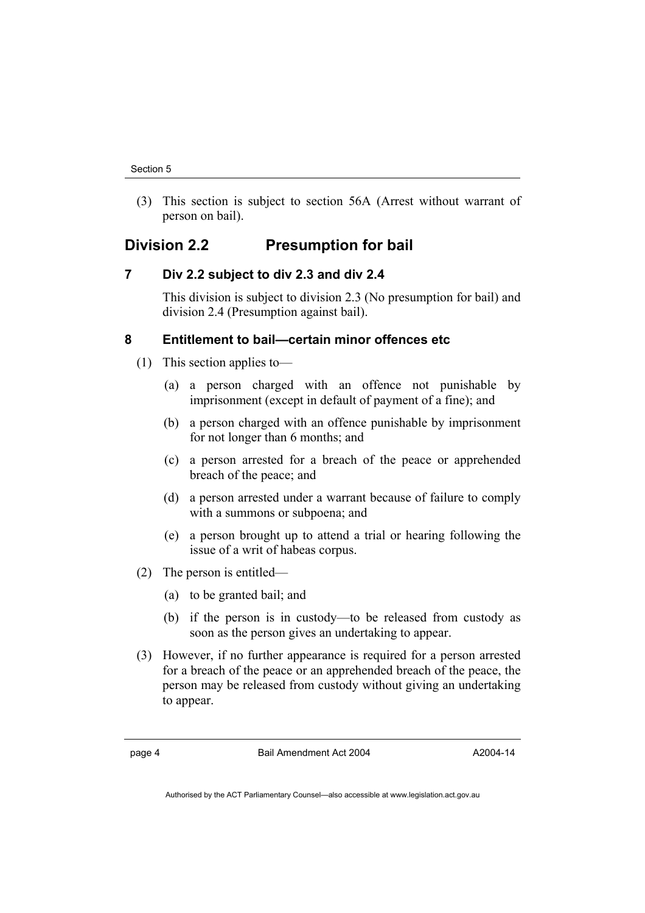(3) This section is subject to section 56A (Arrest without warrant of person on bail).

## Division 2.2 Presumption for bail

### 7 Div 2.2 subject to div 2.3 and div 2.4

This division is subject to division 2.3 (No presumption for bail) and division 2.4 (Presumption against bail).

### 8 Entitlement to bail—certain minor offences etc

(1) This section applies to—

(a) a person charged with an offence not punishable by imprisonment (except in default of payment of a fine); and

(b) a person charged with an offence punishable by imprisonment for not longer than 6 months; and

(c) a person arrested for a breach of the peace or apprehended breach of the peace; and

(d) a person arrested under a warrant because of failure to comply with a summons or subpoena; and

(e) a person brought up to attend a trial or hearing following the issue of a writ of habeas corpus.

(2) The person is entitled—

(a) to be granted bail; and

(b) if the person is in custody—to be released from custody as soon as the person gives an undertaking to appear.

(3) However, if no further appearance is required for a person arrested for a breach of the peace or an apprehended breach of the peace, the person may be released from custody without giving an undertaking to appear.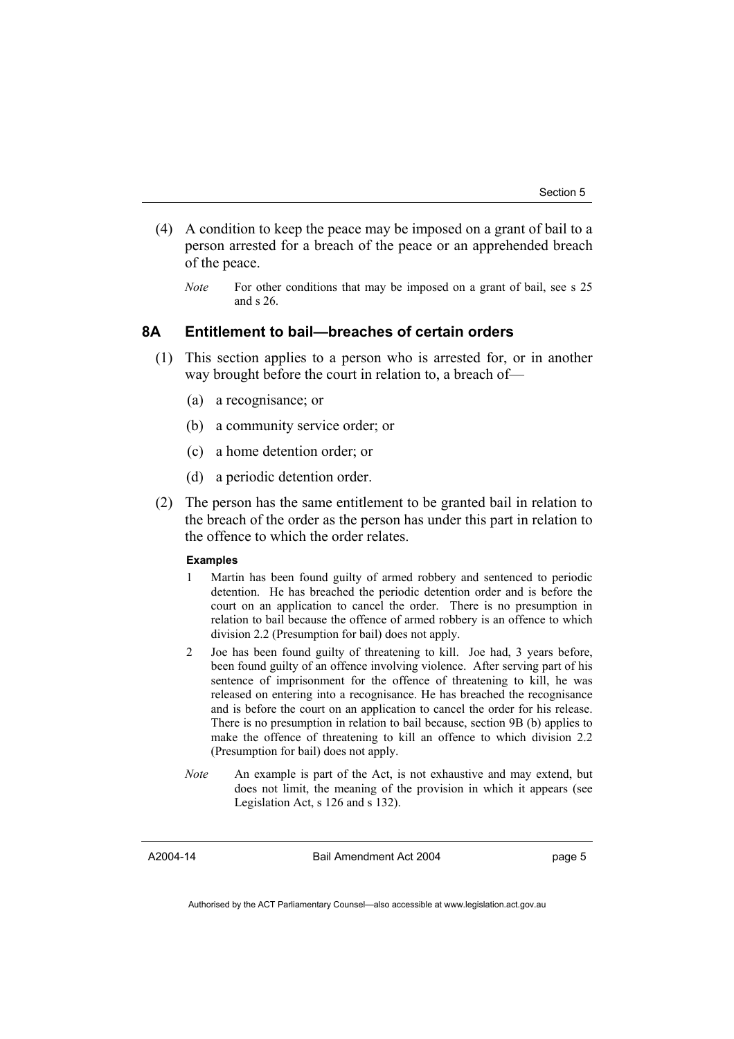(4) A condition to keep the peace may be imposed on a grant of bail to a person arrested for a breach of the peace or an apprehended breach of the peace.

*Note* For other conditions that may be imposed on a grant of bail, see s 25 and s 26.

### 8A Entitlement to bail—breaches of certain orders

(1) This section applies to a person who is arrested for, or in another way brought before the court in relation to, a breach of—

(a) a recognisance; or

(b) a community service order; or

(c) a home detention order; or

(d) a periodic detention order.

(2) The person has the same entitlement to be granted bail in relation to the breach of the order as the person has under this part in relation to the offence to which the order relates.

**Examples**

1 Martin has been found guilty of armed robbery and sentenced to periodic detention. He has breached the periodic detention order and is before the court on an application to cancel the order. There is no presumption in relation to bail because the offence of armed robbery is an offence to which division 2.2 (Presumption for bail) does not apply.

2 Joe has been found guilty of threatening to kill. Joe had, 3 years before, been found guilty of an offence involving violence. After serving part of his sentence of imprisonment for the offence of threatening to kill, he was released on entering into a recognisance. He has breached the recognisance and is before the court on an application to cancel the order for his release. There is no presumption in relation to bail because, section 9B (b) applies to make the offence of threatening to kill an offence to which division 2.2 (Presumption for bail) does not apply.

*Note* An example is part of the Act, is not exhaustive and may extend, but does not limit, the meaning of the provision in which it appears (see Legislation Act, s 126 and s 132).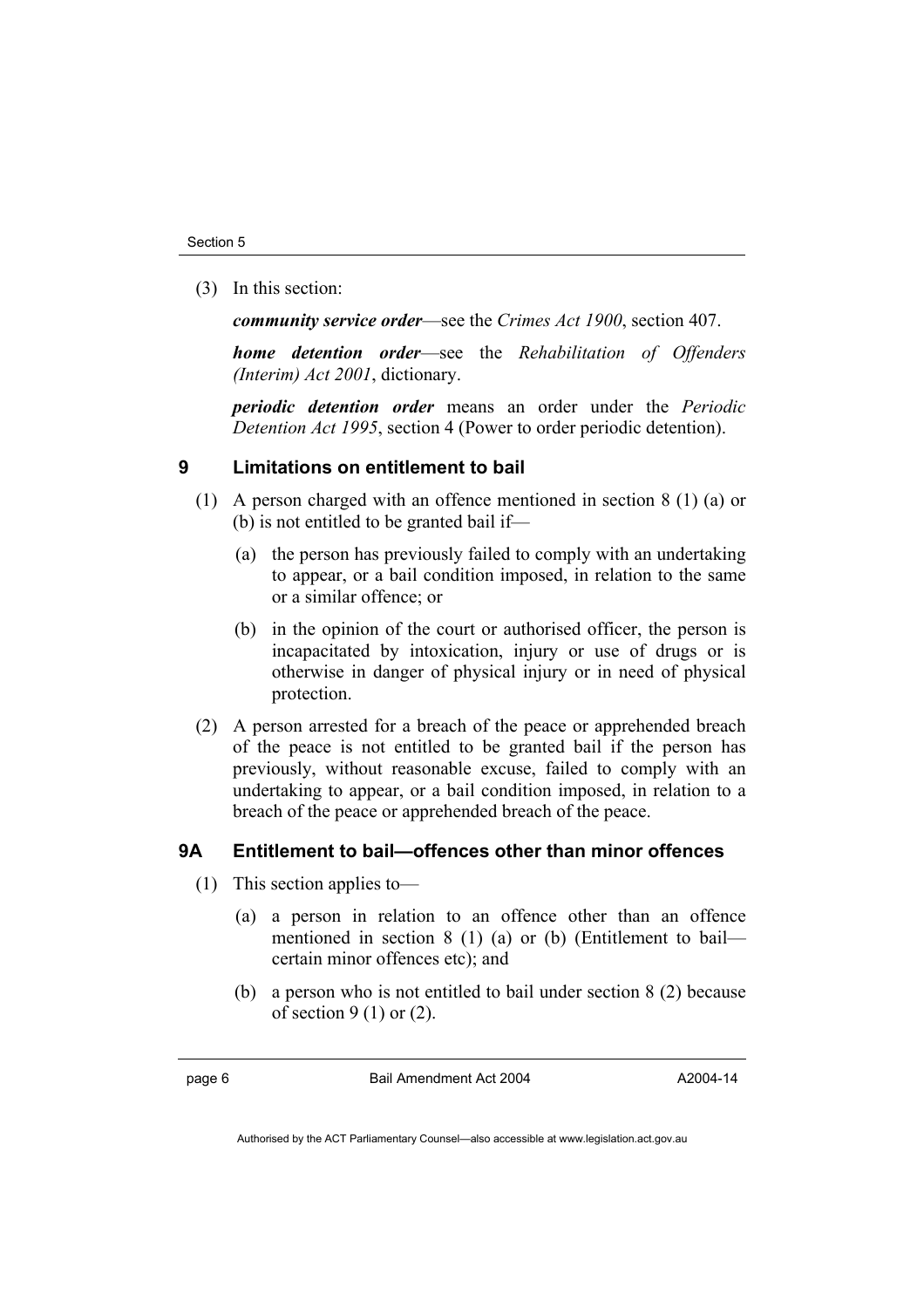(3) In this section:

***community service order***—see the *Crimes Act 1900*, section 407.

***home detention order***—see the *Rehabilitation of Offenders (Interim) Act 2001*, dictionary.

***periodic detention order*** means an order under the *Periodic Detention Act 1995*, section 4 (Power to order periodic detention).

## 9 Limitations on entitlement to bail

(1) A person charged with an offence mentioned in section 8 (1) (a) or (b) is not entitled to be granted bail if—

(a) the person has previously failed to comply with an undertaking to appear, or a bail condition imposed, in relation to the same or a similar offence; or

(b) in the opinion of the court or authorised officer, the person is incapacitated by intoxication, injury or use of drugs or is otherwise in danger of physical injury or in need of physical protection.

(2) A person arrested for a breach of the peace or apprehended breach of the peace is not entitled to be granted bail if the person has previously, without reasonable excuse, failed to comply with an undertaking to appear, or a bail condition imposed, in relation to a breach of the peace or apprehended breach of the peace.

## 9A Entitlement to bail—offences other than minor offences

(1) This section applies to—

(a) a person in relation to an offence other than an offence mentioned in section 8 (1) (a) or (b) (Entitlement to bail—certain minor offences etc); and

(b) a person who is not entitled to bail under section 8 (2) because of section 9 (1) or (2).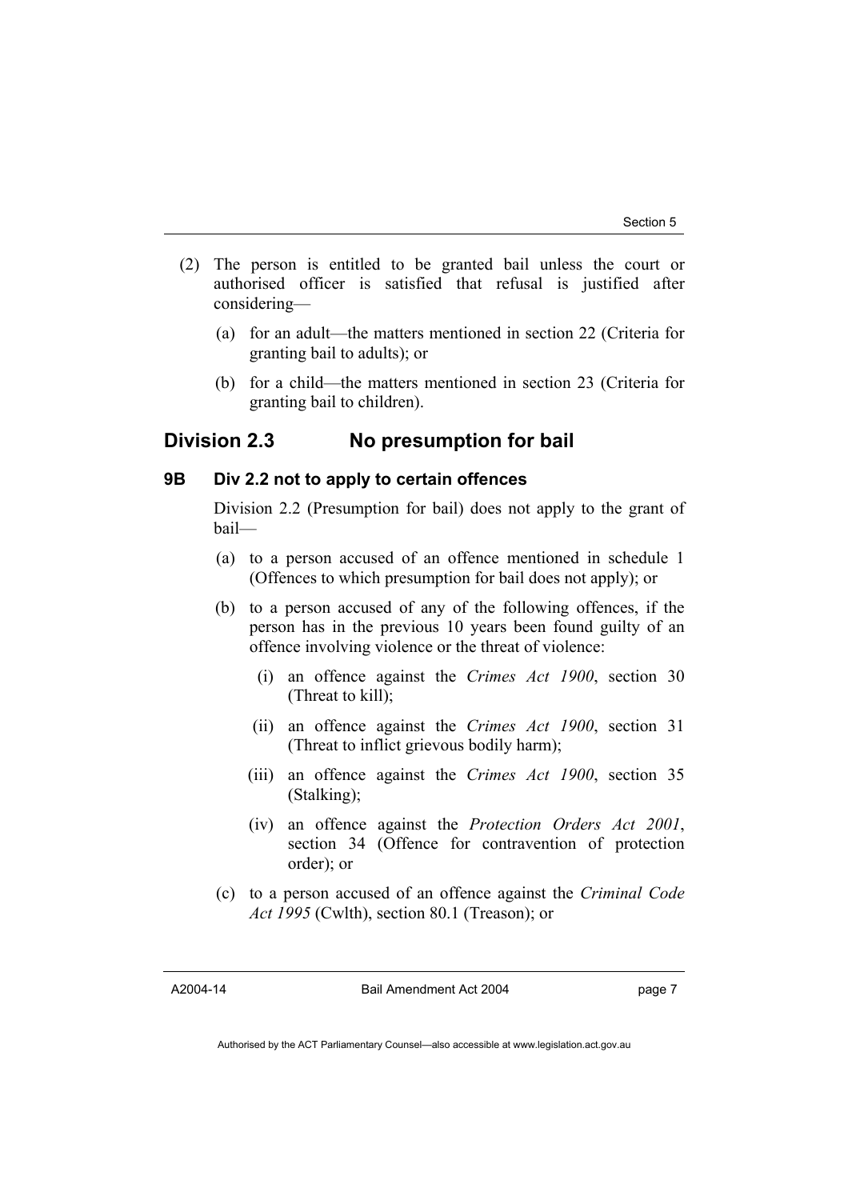(2) The person is entitled to be granted bail unless the court or authorised officer is satisfied that refusal is justified after considering—

(a) for an adult—the matters mentioned in section 22 (Criteria for granting bail to adults); or

(b) for a child—the matters mentioned in section 23 (Criteria for granting bail to children).

## Division 2.3 No presumption for bail

### 9B Div 2.2 not to apply to certain offences

Division 2.2 (Presumption for bail) does not apply to the grant of bail—

(a) to a person accused of an offence mentioned in schedule 1 (Offences to which presumption for bail does not apply); or

(b) to a person accused of any of the following offences, if the person has in the previous 10 years been found guilty of an offence involving violence or the threat of violence:

(i) an offence against the *Crimes Act 1900*, section 30 (Threat to kill);

(ii) an offence against the *Crimes Act 1900*, section 31 (Threat to inflict grievous bodily harm);

(iii) an offence against the *Crimes Act 1900*, section 35 (Stalking);

(iv) an offence against the *Protection Orders Act 2001*, section 34 (Offence for contravention of protection order); or

(c) to a person accused of an offence against the *Criminal Code Act 1995* (Cwlth), section 80.1 (Treason); or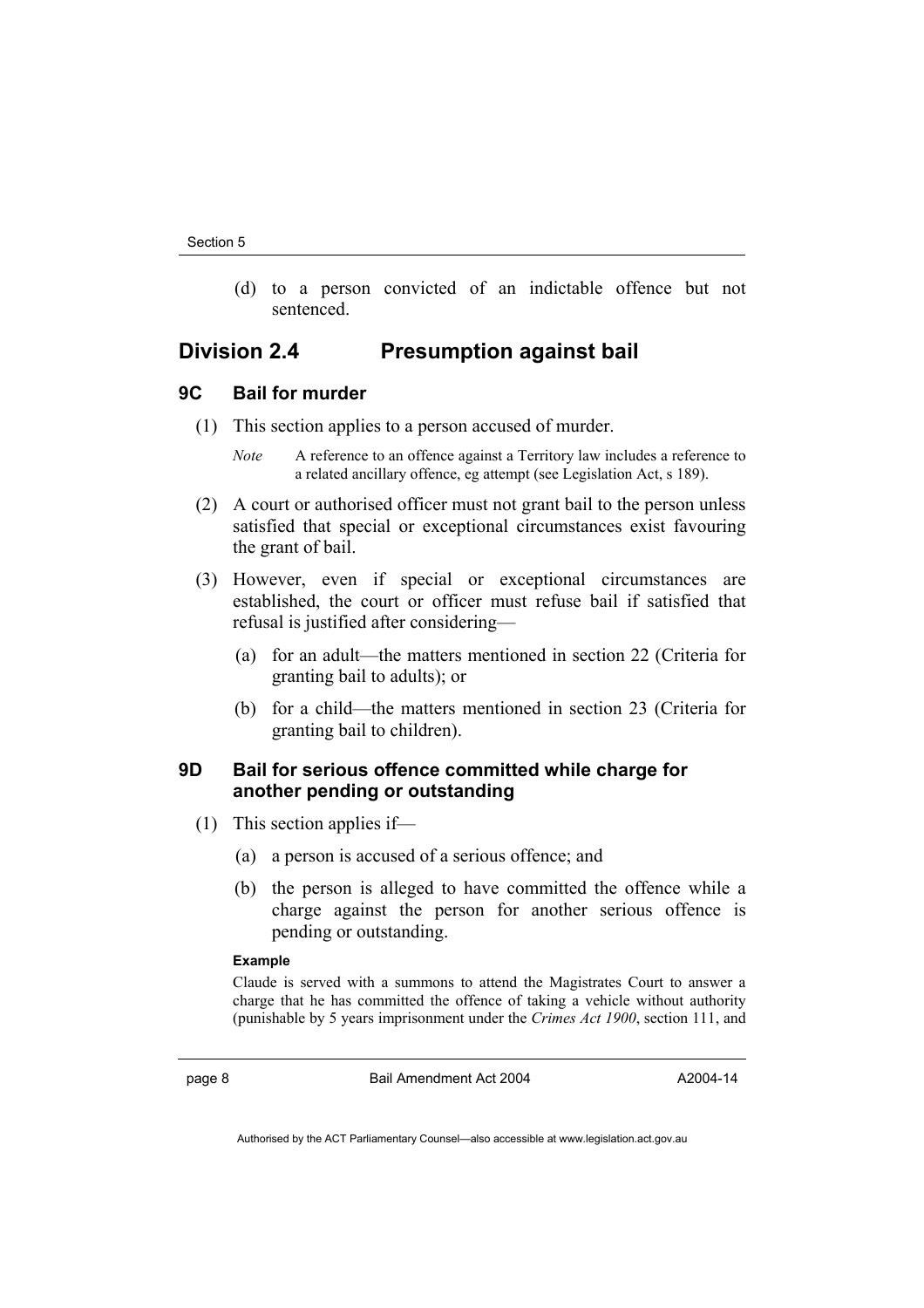(d) to a person convicted of an indictable offence but not sentenced.

## Division 2.4 Presumption against bail

### 9C Bail for murder

(1) This section applies to a person accused of murder.

*Note* A reference to an offence against a Territory law includes a reference to a related ancillary offence, eg attempt (see Legislation Act, s 189).

(2) A court or authorised officer must not grant bail to the person unless satisfied that special or exceptional circumstances exist favouring the grant of bail.

(3) However, even if special or exceptional circumstances are established, the court or officer must refuse bail if satisfied that refusal is justified after considering—

(a) for an adult—the matters mentioned in section 22 (Criteria for granting bail to adults); or

(b) for a child—the matters mentioned in section 23 (Criteria for granting bail to children).

### 9D Bail for serious offence committed while charge for another pending or outstanding

(1) This section applies if—

(a) a person is accused of a serious offence; and

(b) the person is alleged to have committed the offence while a charge against the person for another serious offence is pending or outstanding.

**Example**

Claude is served with a summons to attend the Magistrates Court to answer a charge that he has committed the offence of taking a vehicle without authority (punishable by 5 years imprisonment under the *Crimes Act 1900*, section 111, and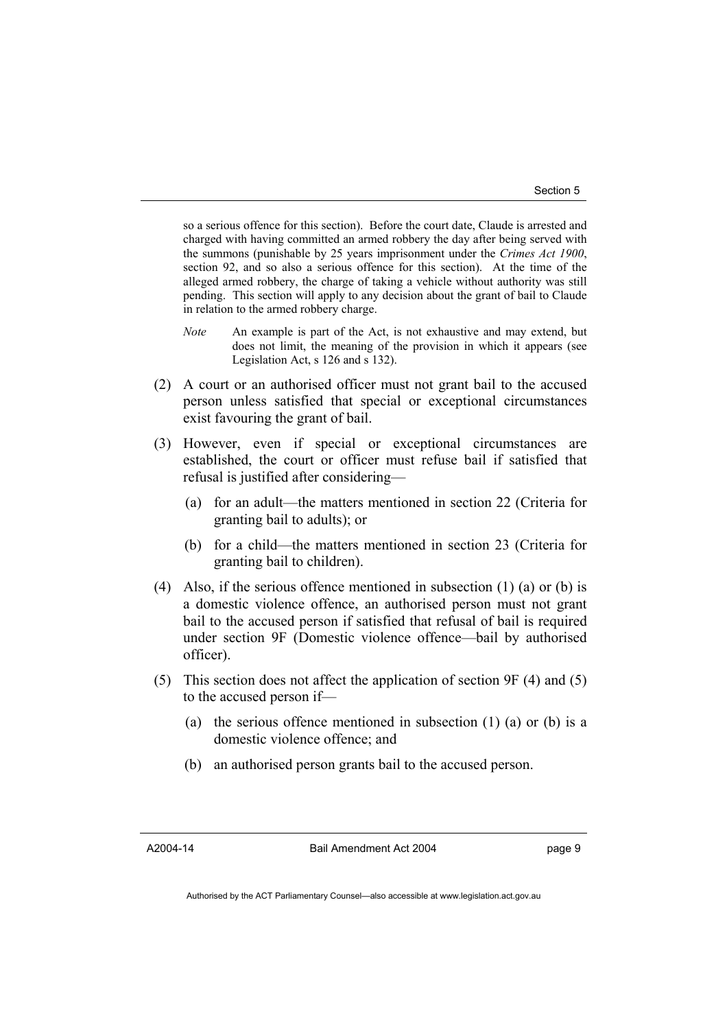so a serious offence for this section). Before the court date, Claude is arrested and charged with having committed an armed robbery the day after being served with the summons (punishable by 25 years imprisonment under the *Crimes Act 1900*, section 92, and so also a serious offence for this section). At the time of the alleged armed robbery, the charge of taking a vehicle without authority was still pending. This section will apply to any decision about the grant of bail to Claude in relation to the armed robbery charge.

*Note* An example is part of the Act, is not exhaustive and may extend, but does not limit, the meaning of the provision in which it appears (see Legislation Act, s 126 and s 132).

(2) A court or an authorised officer must not grant bail to the accused person unless satisfied that special or exceptional circumstances exist favouring the grant of bail.

(3) However, even if special or exceptional circumstances are established, the court or officer must refuse bail if satisfied that refusal is justified after considering—

  (a) for an adult—the matters mentioned in section 22 (Criteria for granting bail to adults); or

  (b) for a child—the matters mentioned in section 23 (Criteria for granting bail to children).

(4) Also, if the serious offence mentioned in subsection (1) (a) or (b) is a domestic violence offence, an authorised person must not grant bail to the accused person if satisfied that refusal of bail is required under section 9F (Domestic violence offence—bail by authorised officer).

(5) This section does not affect the application of section 9F (4) and (5) to the accused person if—

  (a) the serious offence mentioned in subsection (1) (a) or (b) is a domestic violence offence; and

  (b) an authorised person grants bail to the accused person.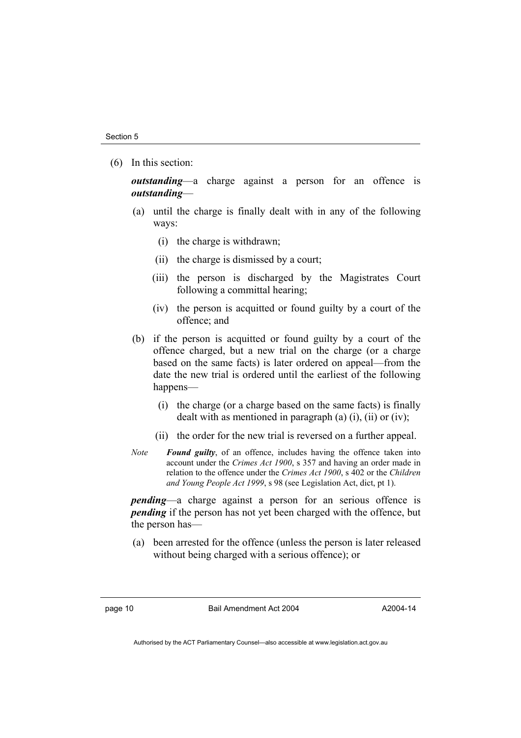(6) In this section:

***outstanding***—a charge against a person for an offence is ***outstanding***—

(a) until the charge is finally dealt with in any of the following ways:

  (i) the charge is withdrawn;

  (ii) the charge is dismissed by a court;

  (iii) the person is discharged by the Magistrates Court following a committal hearing;

  (iv) the person is acquitted or found guilty by a court of the offence; and

(b) if the person is acquitted or found guilty by a court of the offence charged, but a new trial on the charge (or a charge based on the same facts) is later ordered on appeal—from the date the new trial is ordered until the earliest of the following happens—

  (i) the charge (or a charge based on the same facts) is finally dealt with as mentioned in paragraph (a) (i), (ii) or (iv);

  (ii) the order for the new trial is reversed on a further appeal.

*Note* ***Found guilty***, of an offence, includes having the offence taken into account under the *Crimes Act 1900*, s 357 and having an order made in relation to the offence under the *Crimes Act 1900*, s 402 or the *Children and Young People Act 1999*, s 98 (see Legislation Act, dict, pt 1).

***pending***—a charge against a person for an serious offence is ***pending*** if the person has not yet been charged with the offence, but the person has—

(a) been arrested for the offence (unless the person is later released without being charged with a serious offence); or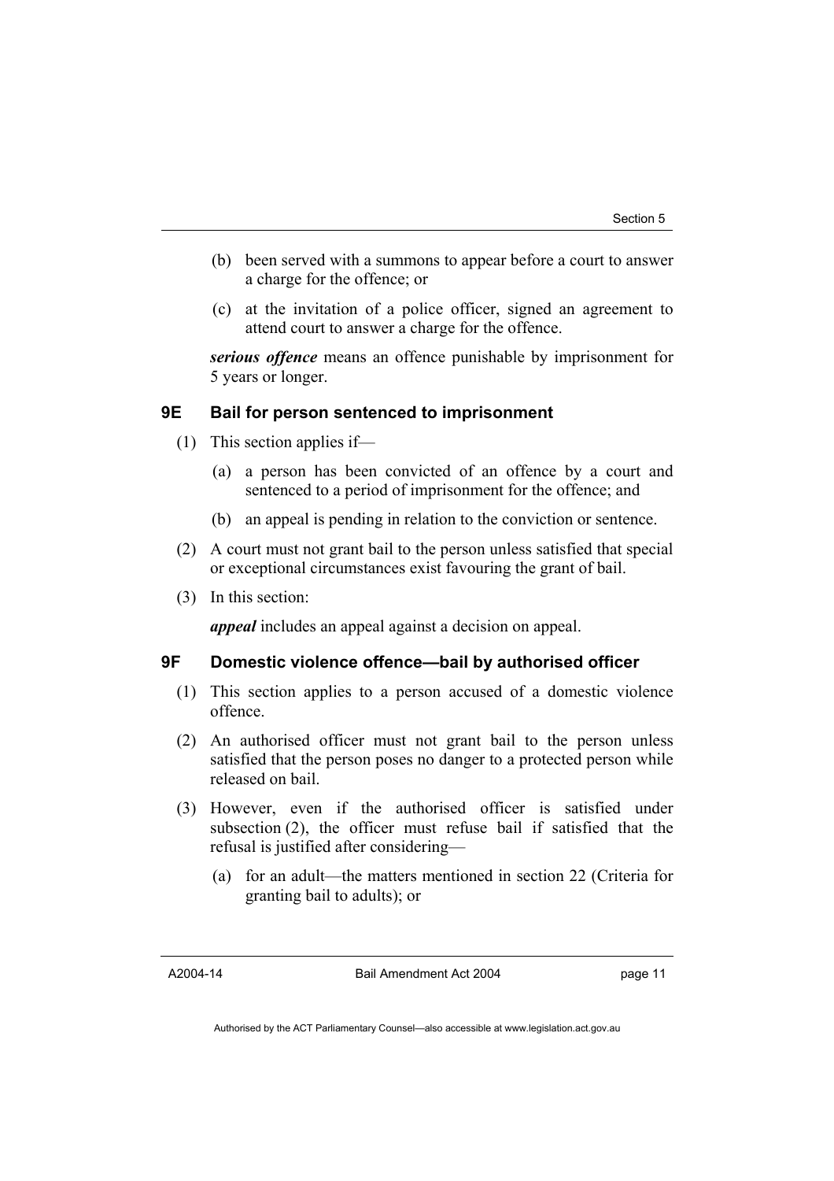(b) been served with a summons to appear before a court to answer a charge for the offence; or

(c) at the invitation of a police officer, signed an agreement to attend court to answer a charge for the offence.

***serious offence*** means an offence punishable by imprisonment for 5 years or longer.

### 9E Bail for person sentenced to imprisonment

(1) This section applies if—

(a) a person has been convicted of an offence by a court and sentenced to a period of imprisonment for the offence; and

(b) an appeal is pending in relation to the conviction or sentence.

(2) A court must not grant bail to the person unless satisfied that special or exceptional circumstances exist favouring the grant of bail.

(3) In this section:

***appeal*** includes an appeal against a decision on appeal.

### 9F Domestic violence offence—bail by authorised officer

(1) This section applies to a person accused of a domestic violence offence.

(2) An authorised officer must not grant bail to the person unless satisfied that the person poses no danger to a protected person while released on bail.

(3) However, even if the authorised officer is satisfied under subsection (2), the officer must refuse bail if satisfied that the refusal is justified after considering—

(a) for an adult—the matters mentioned in section 22 (Criteria for granting bail to adults); or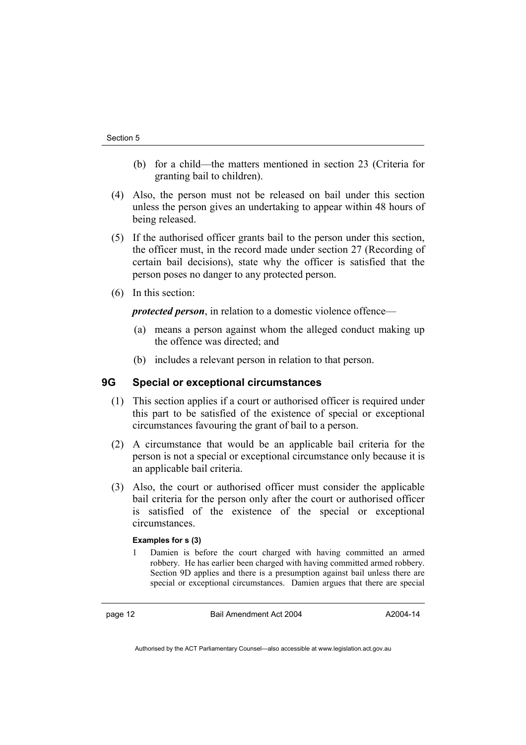(b) for a child—the matters mentioned in section 23 (Criteria for granting bail to children).

(4) Also, the person must not be released on bail under this section unless the person gives an undertaking to appear within 48 hours of being released.

(5) If the authorised officer grants bail to the person under this section, the officer must, in the record made under section 27 (Recording of certain bail decisions), state why the officer is satisfied that the person poses no danger to any protected person.

(6) In this section:

***protected person***, in relation to a domestic violence offence—

(a) means a person against whom the alleged conduct making up the offence was directed; and

(b) includes a relevant person in relation to that person.

## 9G Special or exceptional circumstances

(1) This section applies if a court or authorised officer is required under this part to be satisfied of the existence of special or exceptional circumstances favouring the grant of bail to a person.

(2) A circumstance that would be an applicable bail criteria for the person is not a special or exceptional circumstance only because it is an applicable bail criteria.

(3) Also, the court or authorised officer must consider the applicable bail criteria for the person only after the court or authorised officer is satisfied of the existence of the special or exceptional circumstances.

**Examples for s (3)**

1 Damien is before the court charged with having committed an armed robbery. He has earlier been charged with having committed armed robbery. Section 9D applies and there is a presumption against bail unless there are special or exceptional circumstances. Damien argues that there are special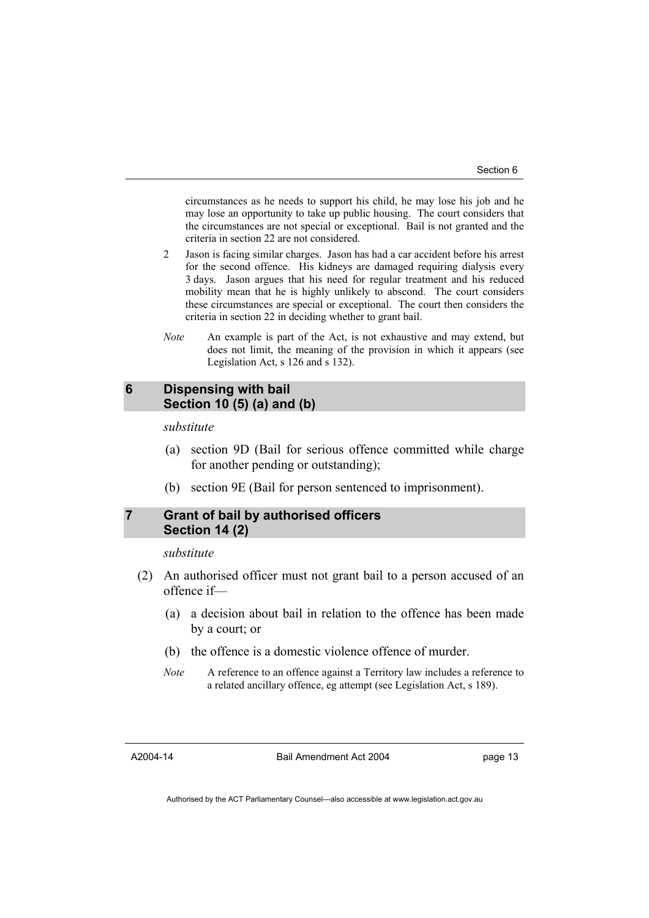circumstances as he needs to support his child, he may lose his job and he may lose an opportunity to take up public housing. The court considers that the circumstances are not special or exceptional. Bail is not granted and the criteria in section 22 are not considered.

2 Jason is facing similar charges. Jason has had a car accident before his arrest for the second offence. His kidneys are damaged requiring dialysis every 3 days. Jason argues that his need for regular treatment and his reduced mobility mean that he is highly unlikely to abscond. The court considers these circumstances are special or exceptional. The court then considers the criteria in section 22 in deciding whether to grant bail.

*Note* An example is part of the Act, is not exhaustive and may extend, but does not limit, the meaning of the provision in which it appears (see Legislation Act, s 126 and s 132).

## 6 Dispensing with bail Section 10 (5) (a) and (b)

*substitute*

(a) section 9D (Bail for serious offence committed while charge for another pending or outstanding);

(b) section 9E (Bail for person sentenced to imprisonment).

## 7 Grant of bail by authorised officers Section 14 (2)

*substitute*

(2) An authorised officer must not grant bail to a person accused of an offence if—

(a) a decision about bail in relation to the offence has been made by a court; or

(b) the offence is a domestic violence offence of murder.

*Note* A reference to an offence against a Territory law includes a reference to a related ancillary offence, eg attempt (see Legislation Act, s 189).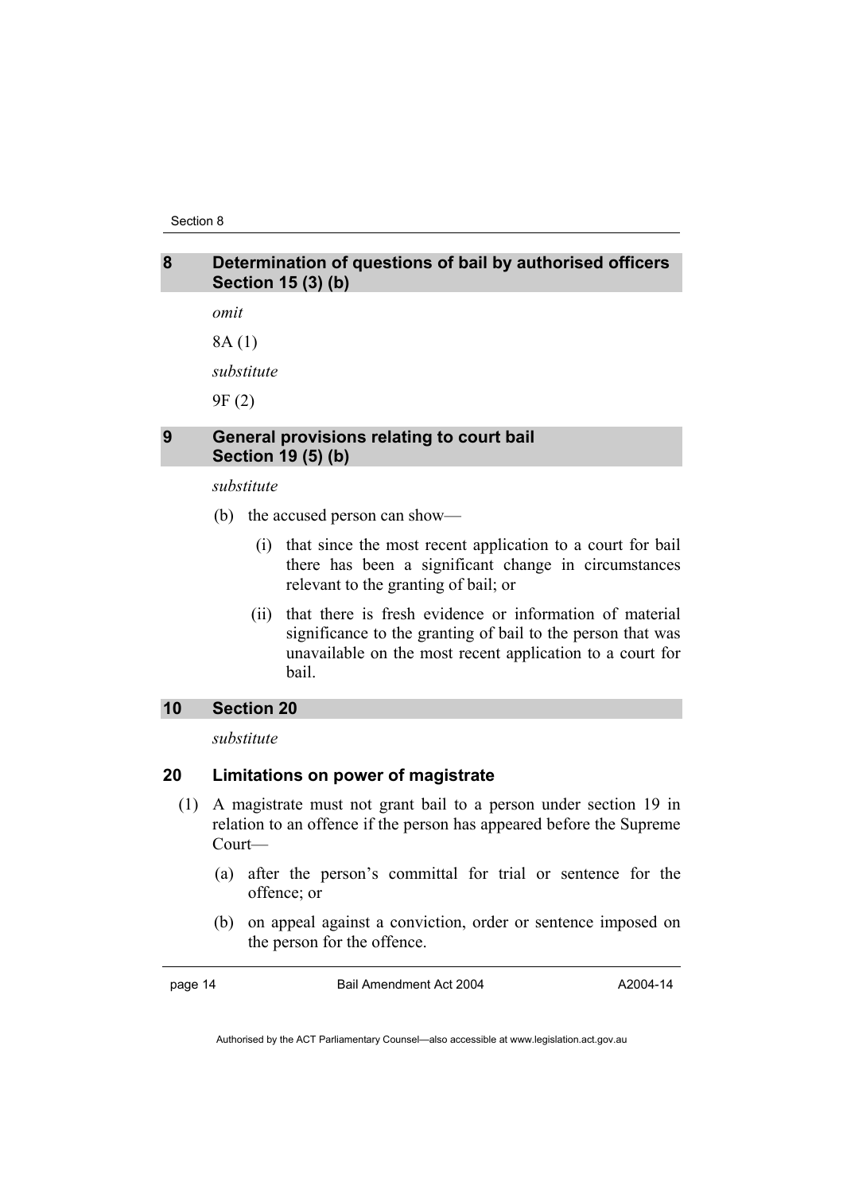## 8 Determination of questions of bail by authorised officers Section 15 (3) (b)

*omit*

8A (1)

*substitute*

9F (2)

## 9 General provisions relating to court bail Section 19 (5) (b)

*substitute*

(b) the accused person can show—

(i) that since the most recent application to a court for bail there has been a significant change in circumstances relevant to the granting of bail; or

(ii) that there is fresh evidence or information of material significance to the granting of bail to the person that was unavailable on the most recent application to a court for bail.

## 10 Section 20

*substitute*

### 20 Limitations on power of magistrate

(1) A magistrate must not grant bail to a person under section 19 in relation to an offence if the person has appeared before the Supreme Court—

(a) after the person's committal for trial or sentence for the offence; or

(b) on appeal against a conviction, order or sentence imposed on the person for the offence.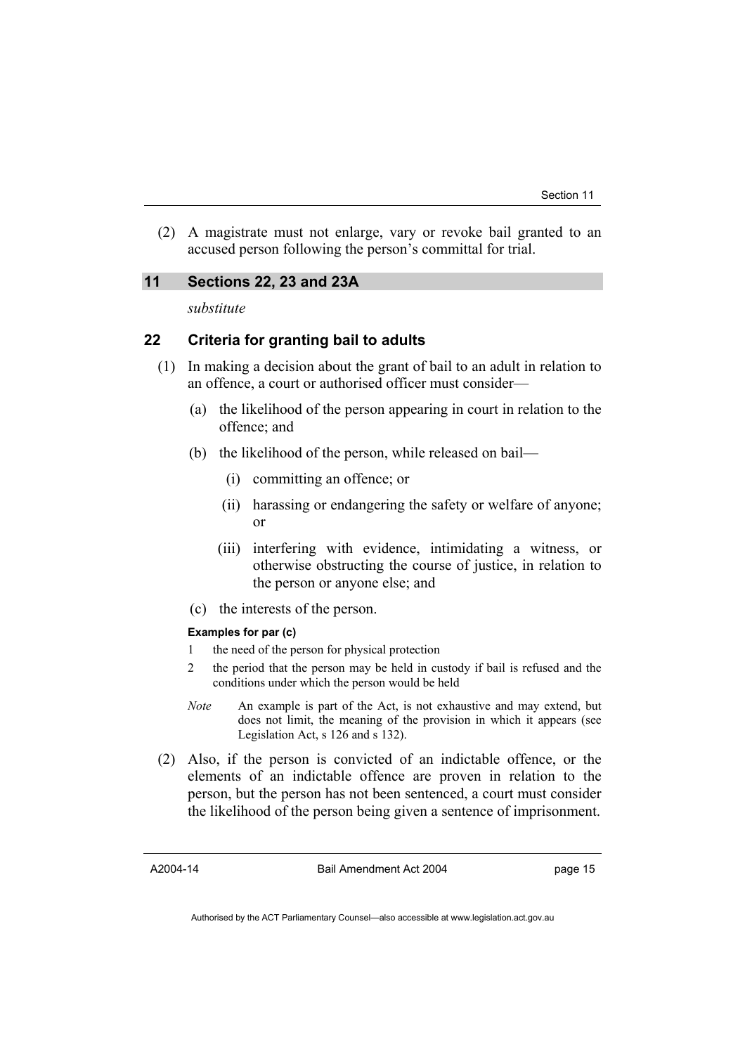(2) A magistrate must not enlarge, vary or revoke bail granted to an accused person following the person's committal for trial.

## 11 Sections 22, 23 and 23A

*substitute*

### 22 Criteria for granting bail to adults

(1) In making a decision about the grant of bail to an adult in relation to an offence, a court or authorised officer must consider—

(a) the likelihood of the person appearing in court in relation to the offence; and

(b) the likelihood of the person, while released on bail—

(i) committing an offence; or

(ii) harassing or endangering the safety or welfare of anyone; or

(iii) interfering with evidence, intimidating a witness, or otherwise obstructing the course of justice, in relation to the person or anyone else; and

(c) the interests of the person.

**Examples for par (c)**

1 the need of the person for physical protection

2 the period that the person may be held in custody if bail is refused and the conditions under which the person would be held

*Note* An example is part of the Act, is not exhaustive and may extend, but does not limit, the meaning of the provision in which it appears (see Legislation Act, s 126 and s 132).

(2) Also, if the person is convicted of an indictable offence, or the elements of an indictable offence are proven in relation to the person, but the person has not been sentenced, a court must consider the likelihood of the person being given a sentence of imprisonment.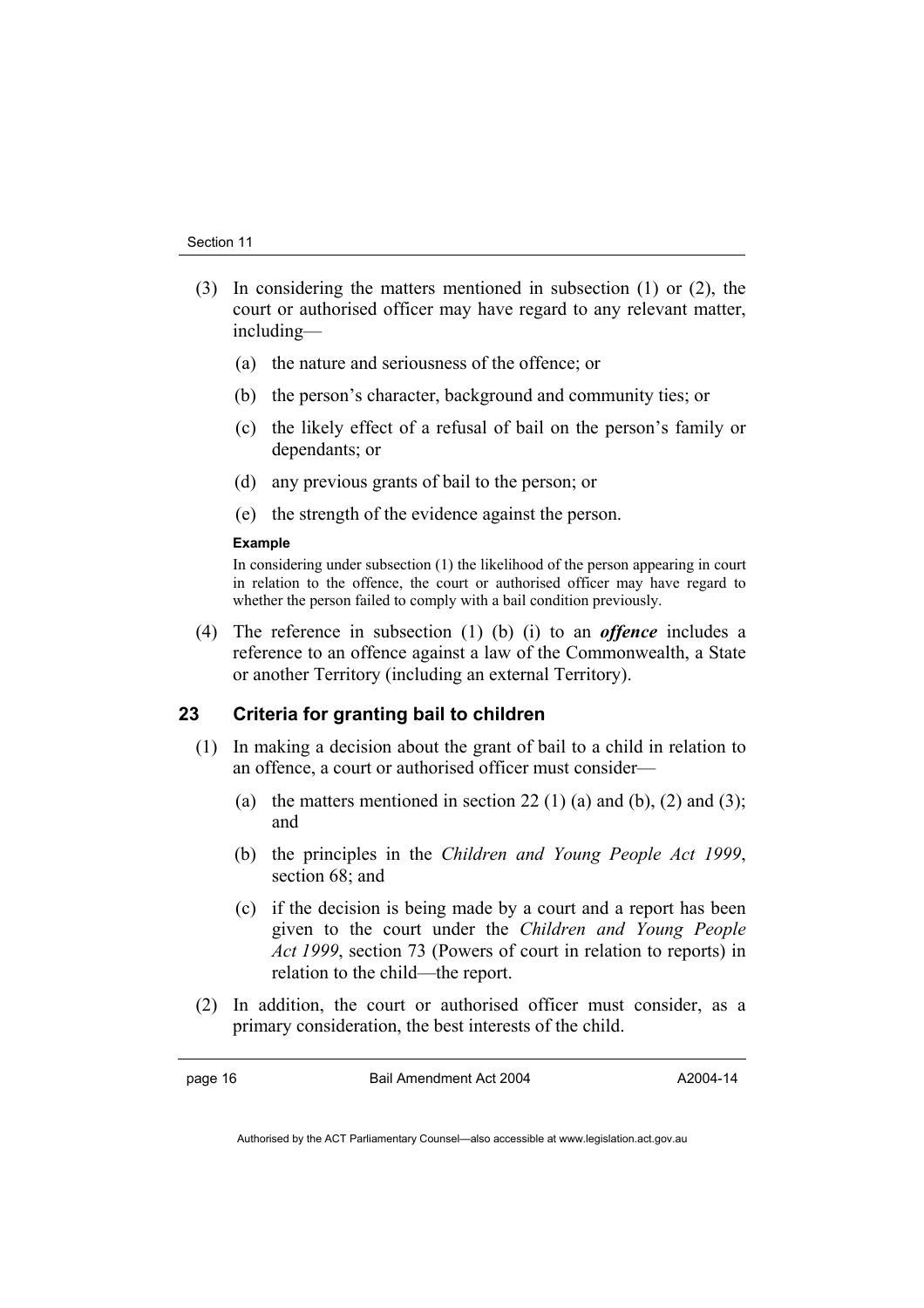(3) In considering the matters mentioned in subsection (1) or (2), the court or authorised officer may have regard to any relevant matter, including—

   (a) the nature and seriousness of the offence; or

   (b) the person's character, background and community ties; or

   (c) the likely effect of a refusal of bail on the person's family or dependants; or

   (d) any previous grants of bail to the person; or

   (e) the strength of the evidence against the person.

**Example**

In considering under subsection (1) the likelihood of the person appearing in court in relation to the offence, the court or authorised officer may have regard to whether the person failed to comply with a bail condition previously.

(4) The reference in subsection (1) (b) (i) to an ***offence*** includes a reference to an offence against a law of the Commonwealth, a State or another Territory (including an external Territory).

### 23 Criteria for granting bail to children

(1) In making a decision about the grant of bail to a child in relation to an offence, a court or authorised officer must consider—

   (a) the matters mentioned in section 22 (1) (a) and (b), (2) and (3); and

   (b) the principles in the *Children and Young People Act 1999*, section 68; and

   (c) if the decision is being made by a court and a report has been given to the court under the *Children and Young People Act 1999*, section 73 (Powers of court in relation to reports) in relation to the child—the report.

(2) In addition, the court or authorised officer must consider, as a primary consideration, the best interests of the child.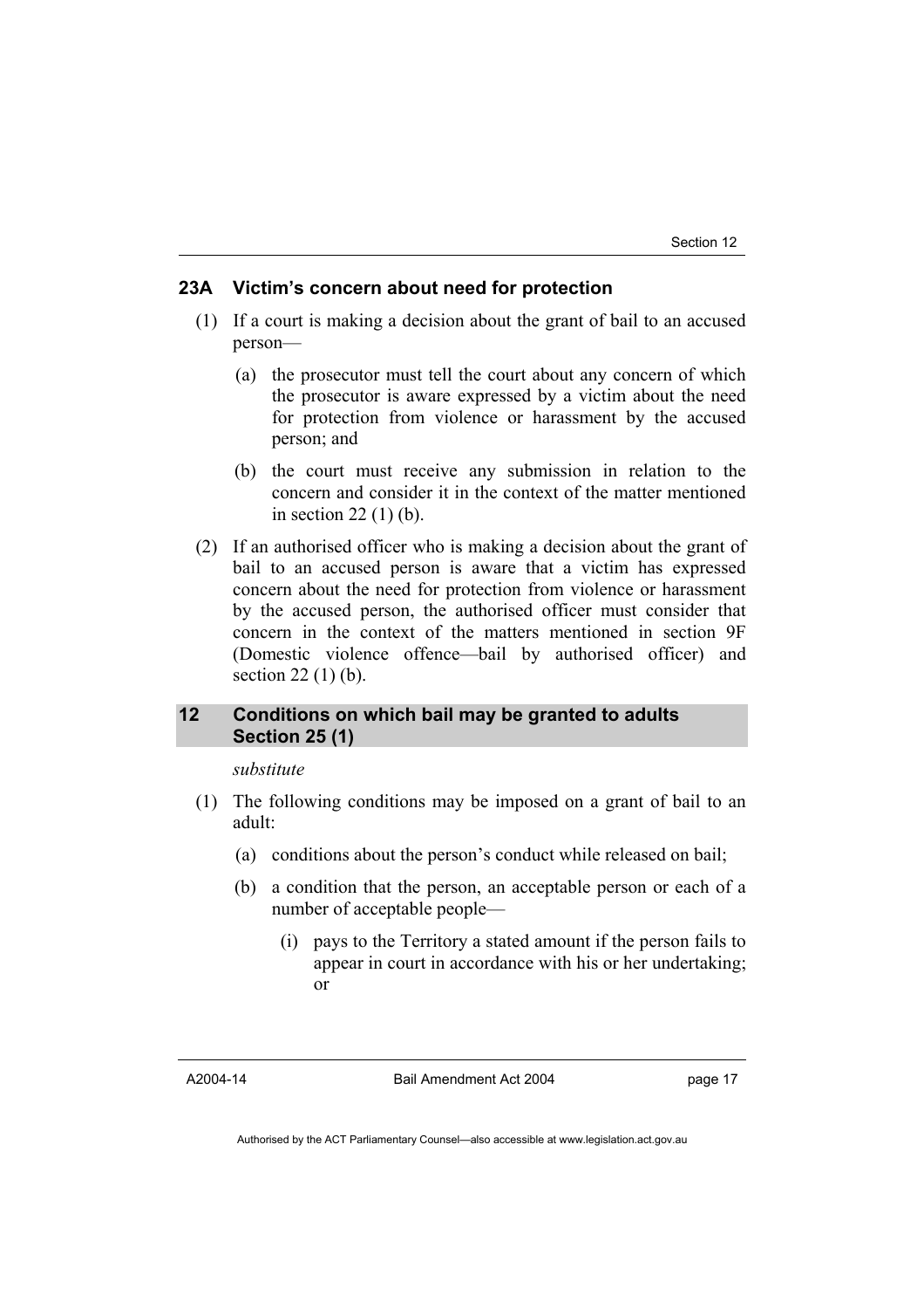### 23A Victim's concern about need for protection

(1) If a court is making a decision about the grant of bail to an accused person—

(a) the prosecutor must tell the court about any concern of which the prosecutor is aware expressed by a victim about the need for protection from violence or harassment by the accused person; and

(b) the court must receive any submission in relation to the concern and consider it in the context of the matter mentioned in section 22 (1) (b).

(2) If an authorised officer who is making a decision about the grant of bail to an accused person is aware that a victim has expressed concern about the need for protection from violence or harassment by the accused person, the authorised officer must consider that concern in the context of the matters mentioned in section 9F (Domestic violence offence—bail by authorised officer) and section 22 (1) (b).

## 12 Conditions on which bail may be granted to adults Section 25 (1)

*substitute*

(1) The following conditions may be imposed on a grant of bail to an adult:

(a) conditions about the person's conduct while released on bail;

(b) a condition that the person, an acceptable person or each of a number of acceptable people—

(i) pays to the Territory a stated amount if the person fails to appear in court in accordance with his or her undertaking; or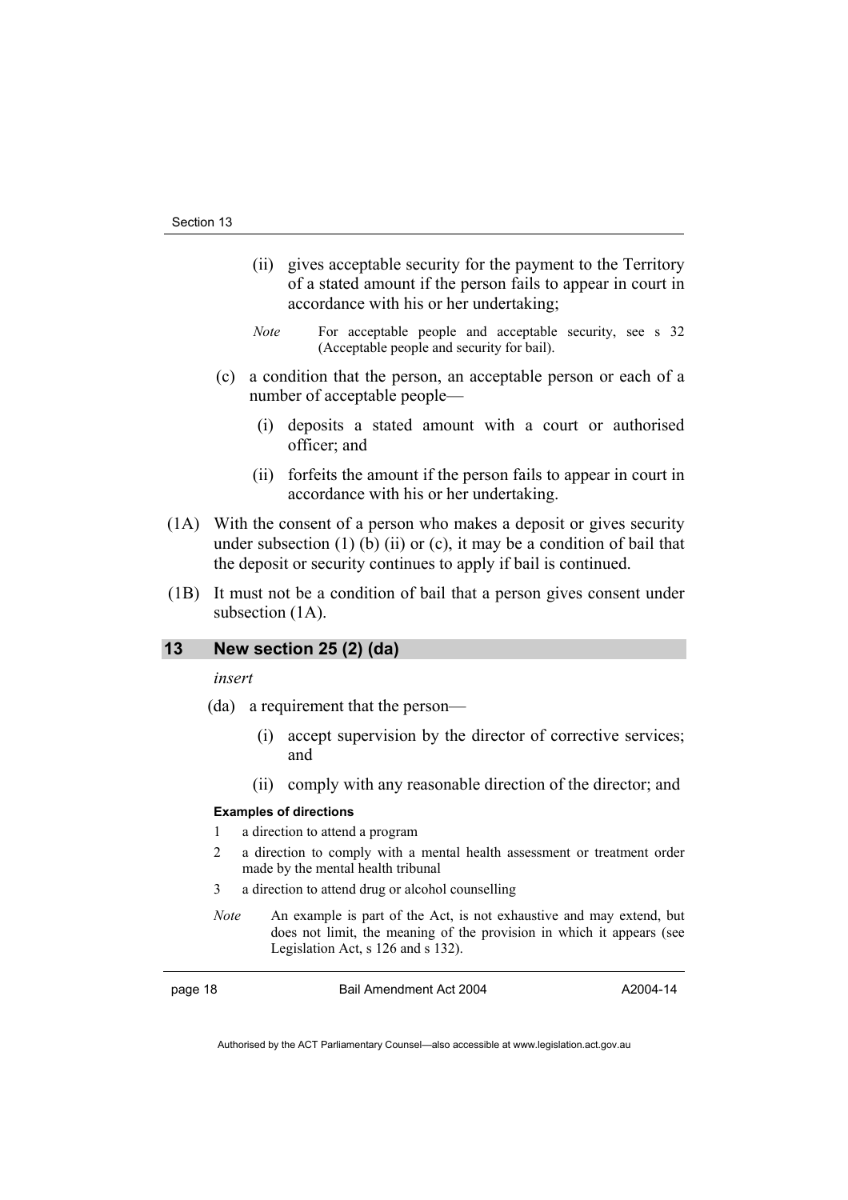(ii) gives acceptable security for the payment to the Territory of a stated amount if the person fails to appear in court in accordance with his or her undertaking;

*Note* For acceptable people and acceptable security, see s 32 (Acceptable people and security for bail).

(c) a condition that the person, an acceptable person or each of a number of acceptable people—

(i) deposits a stated amount with a court or authorised officer; and

(ii) forfeits the amount if the person fails to appear in court in accordance with his or her undertaking.

(1A) With the consent of a person who makes a deposit or gives security under subsection (1) (b) (ii) or (c), it may be a condition of bail that the deposit or security continues to apply if bail is continued.

(1B) It must not be a condition of bail that a person gives consent under subsection (1A).

## 13 New section 25 (2) (da)

*insert*

(da) a requirement that the person—

(i) accept supervision by the director of corrective services; and

(ii) comply with any reasonable direction of the director; and

**Examples of directions**

1 a direction to attend a program

2 a direction to comply with a mental health assessment or treatment order made by the mental health tribunal

3 a direction to attend drug or alcohol counselling

*Note* An example is part of the Act, is not exhaustive and may extend, but does not limit, the meaning of the provision in which it appears (see Legislation Act, s 126 and s 132).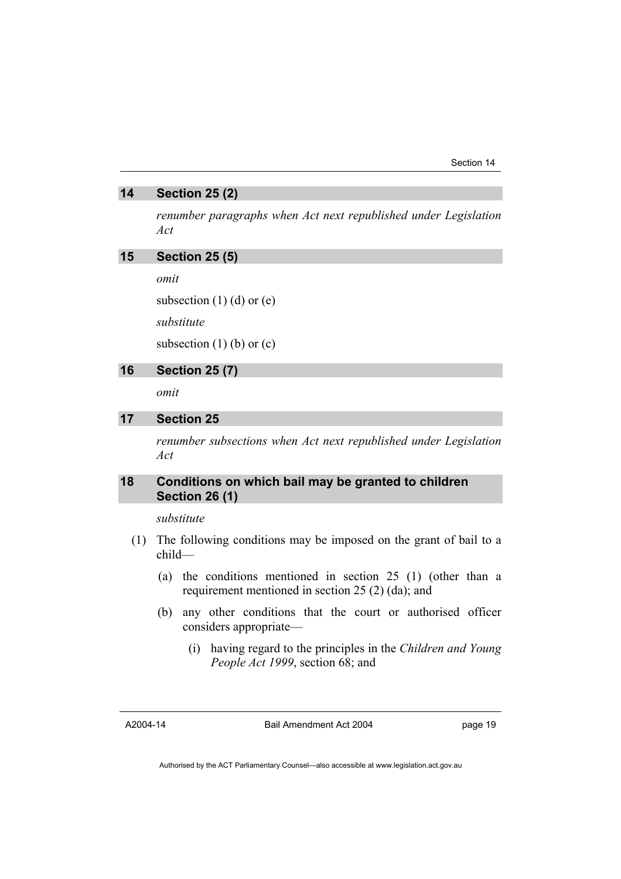## 14 Section 25 (2)

*renumber paragraphs when Act next republished under Legislation Act*

## 15 Section 25 (5)

*omit*

subsection (1) (d) or (e)

*substitute*

subsection (1) (b) or (c)

## 16 Section 25 (7)

*omit*

## 17 Section 25

*renumber subsections when Act next republished under Legislation Act*

## 18 Conditions on which bail may be granted to children Section 26 (1)

*substitute*

(1) The following conditions may be imposed on the grant of bail to a child—

(a) the conditions mentioned in section 25 (1) (other than a requirement mentioned in section 25 (2) (da); and

(b) any other conditions that the court or authorised officer considers appropriate—

(i) having regard to the principles in the *Children and Young People Act 1999*, section 68; and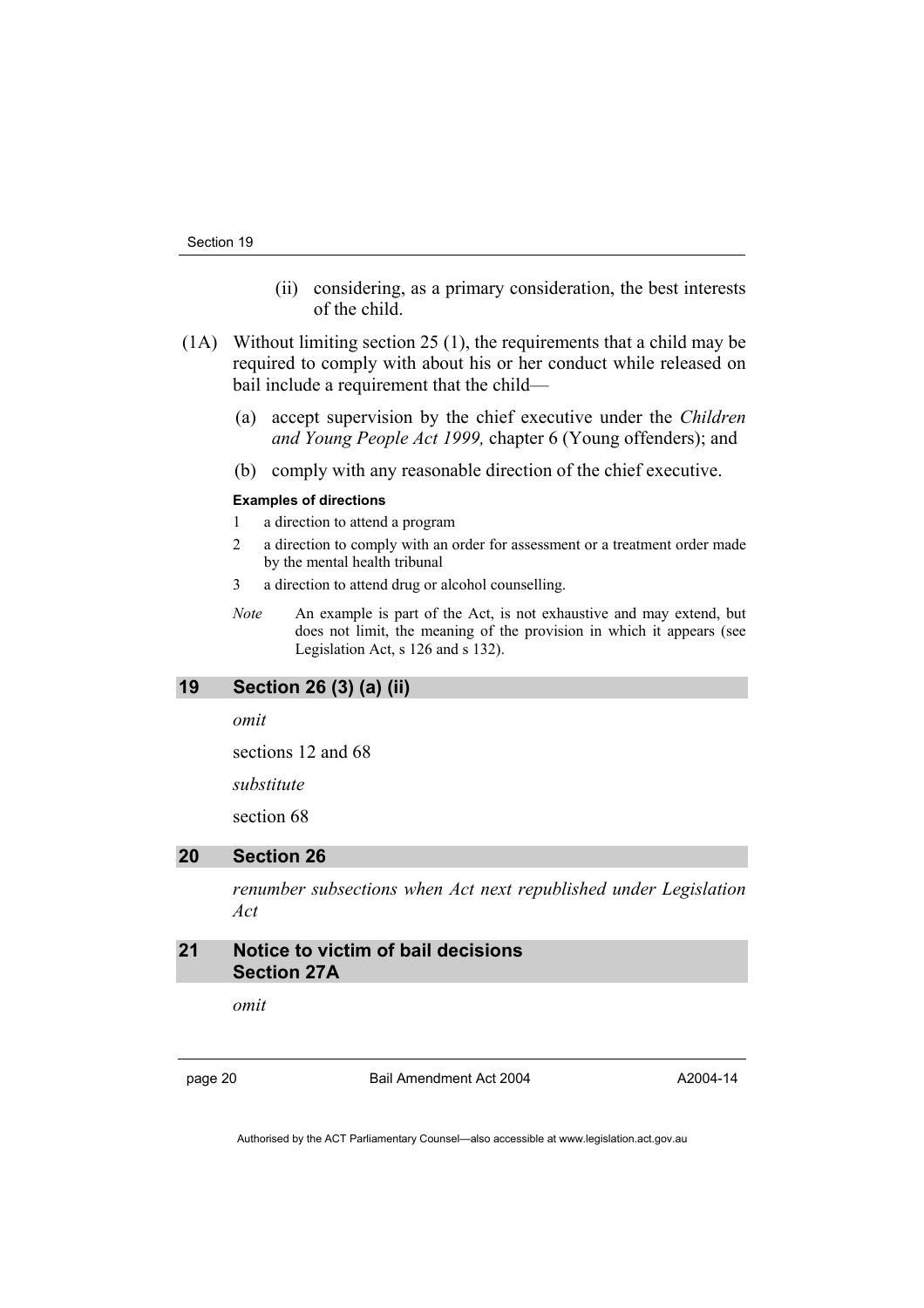(ii) considering, as a primary consideration, the best interests of the child.

(1A) Without limiting section 25 (1), the requirements that a child may be required to comply with about his or her conduct while released on bail include a requirement that the child—

(a) accept supervision by the chief executive under the *Children and Young People Act 1999,* chapter 6 (Young offenders); and

(b) comply with any reasonable direction of the chief executive.

**Examples of directions**

1 a direction to attend a program

2 a direction to comply with an order for assessment or a treatment order made by the mental health tribunal

3 a direction to attend drug or alcohol counselling.

*Note* An example is part of the Act, is not exhaustive and may extend, but does not limit, the meaning of the provision in which it appears (see Legislation Act, s 126 and s 132).

## 19 Section 26 (3) (a) (ii)

*omit*

sections 12 and 68

*substitute*

section 68

## 20 Section 26

*renumber subsections when Act next republished under Legislation Act*

## 21 Notice to victim of bail decisions Section 27A

*omit*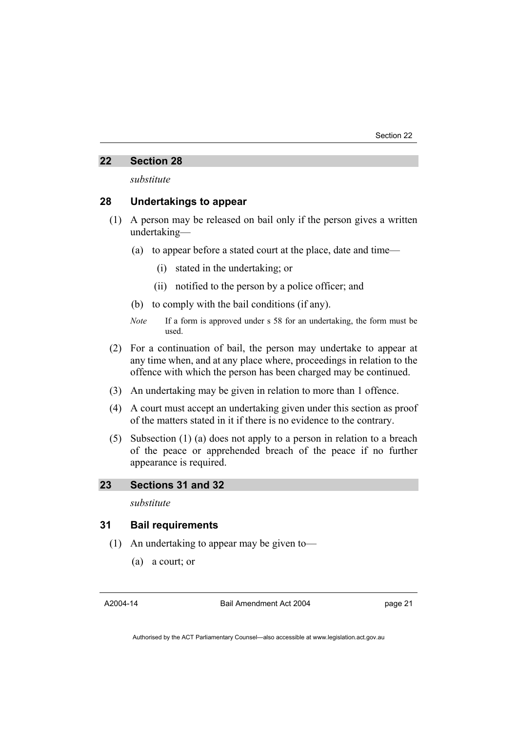## 22 Section 28

*substitute*

### 28 Undertakings to appear

(1) A person may be released on bail only if the person gives a written undertaking—

(a) to appear before a stated court at the place, date and time—

(i) stated in the undertaking; or

(ii) notified to the person by a police officer; and

(b) to comply with the bail conditions (if any).

*Note* If a form is approved under s 58 for an undertaking, the form must be used.

(2) For a continuation of bail, the person may undertake to appear at any time when, and at any place where, proceedings in relation to the offence with which the person has been charged may be continued.

(3) An undertaking may be given in relation to more than 1 offence.

(4) A court must accept an undertaking given under this section as proof of the matters stated in it if there is no evidence to the contrary.

(5) Subsection (1) (a) does not apply to a person in relation to a breach of the peace or apprehended breach of the peace if no further appearance is required.

## 23 Sections 31 and 32

*substitute*

### 31 Bail requirements

(1) An undertaking to appear may be given to—

(a) a court; or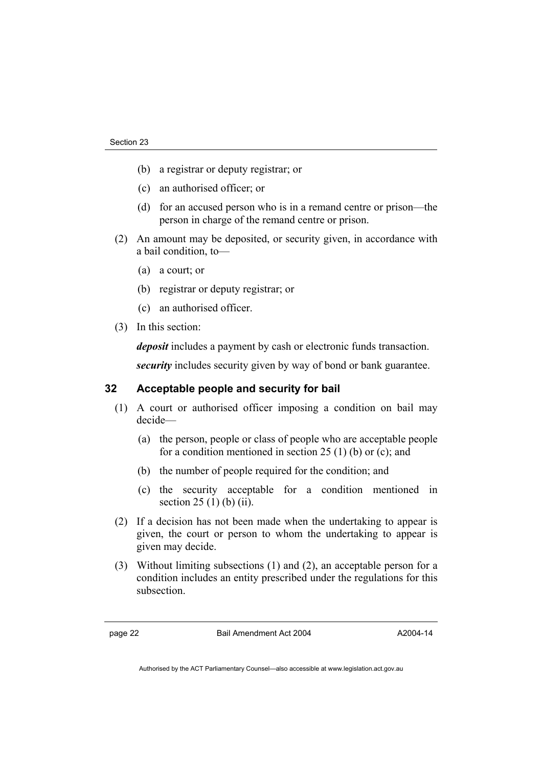(b) a registrar or deputy registrar; or

(c) an authorised officer; or

(d) for an accused person who is in a remand centre or prison—the person in charge of the remand centre or prison.

(2) An amount may be deposited, or security given, in accordance with a bail condition, to—

(a) a court; or

(b) registrar or deputy registrar; or

(c) an authorised officer.

(3) In this section:

***deposit*** includes a payment by cash or electronic funds transaction.

***security*** includes security given by way of bond or bank guarantee.

### 32 Acceptable people and security for bail

(1) A court or authorised officer imposing a condition on bail may decide—

(a) the person, people or class of people who are acceptable people for a condition mentioned in section 25 (1) (b) or (c); and

(b) the number of people required for the condition; and

(c) the security acceptable for a condition mentioned in section 25 (1) (b) (ii).

(2) If a decision has not been made when the undertaking to appear is given, the court or person to whom the undertaking to appear is given may decide.

(3) Without limiting subsections (1) and (2), an acceptable person for a condition includes an entity prescribed under the regulations for this subsection.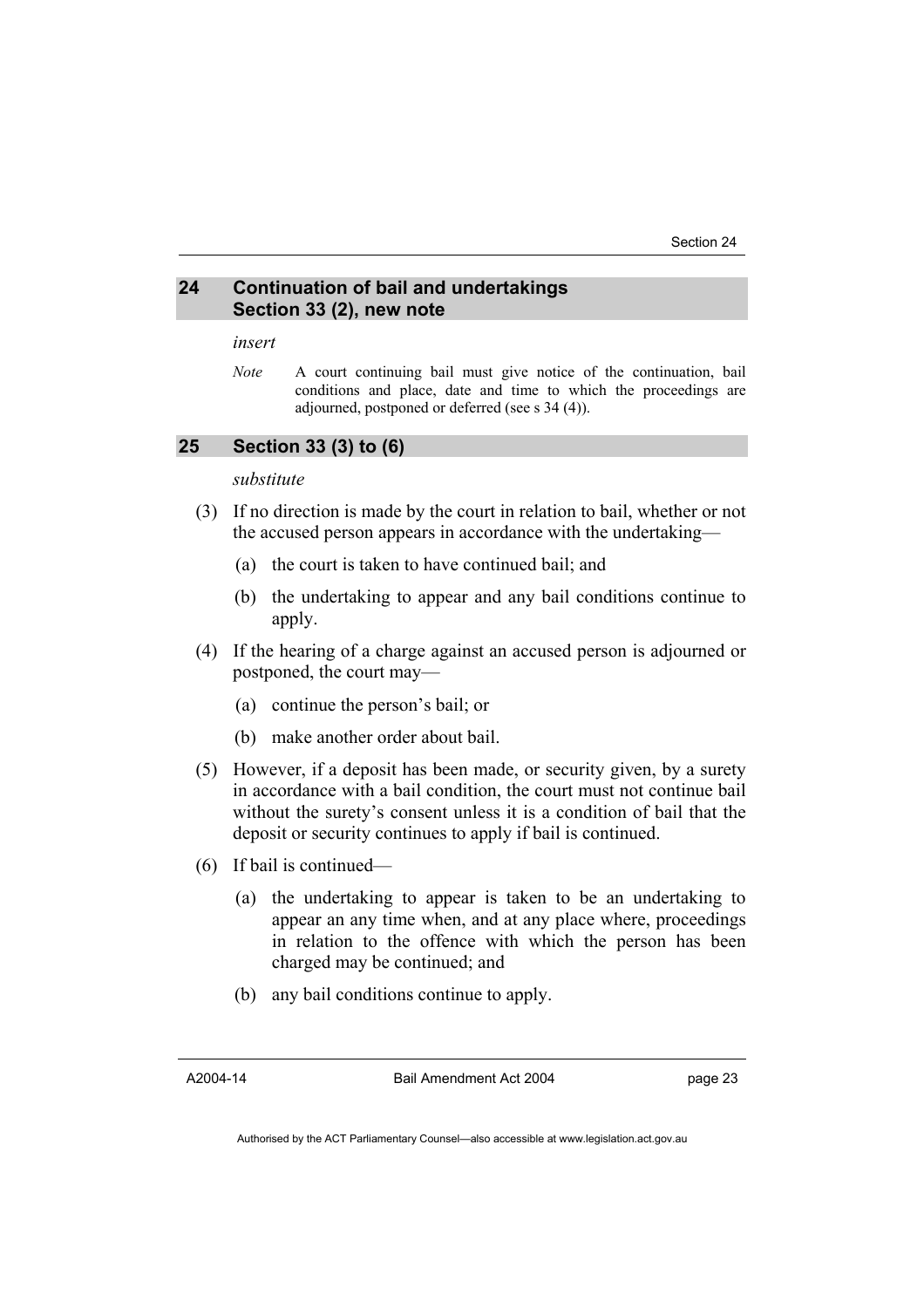## 24 Continuation of bail and undertakings Section 33 (2), new note

*insert*

*Note* A court continuing bail must give notice of the continuation, bail conditions and place, date and time to which the proceedings are adjourned, postponed or deferred (see s 34 (4)).

## 25 Section 33 (3) to (6)

*substitute*

(3) If no direction is made by the court in relation to bail, whether or not the accused person appears in accordance with the undertaking—

(a) the court is taken to have continued bail; and

(b) the undertaking to appear and any bail conditions continue to apply.

(4) If the hearing of a charge against an accused person is adjourned or postponed, the court may—

(a) continue the person's bail; or

(b) make another order about bail.

(5) However, if a deposit has been made, or security given, by a surety in accordance with a bail condition, the court must not continue bail without the surety's consent unless it is a condition of bail that the deposit or security continues to apply if bail is continued.

(6) If bail is continued—

(a) the undertaking to appear is taken to be an undertaking to appear an any time when, and at any place where, proceedings in relation to the offence with which the person has been charged may be continued; and

(b) any bail conditions continue to apply.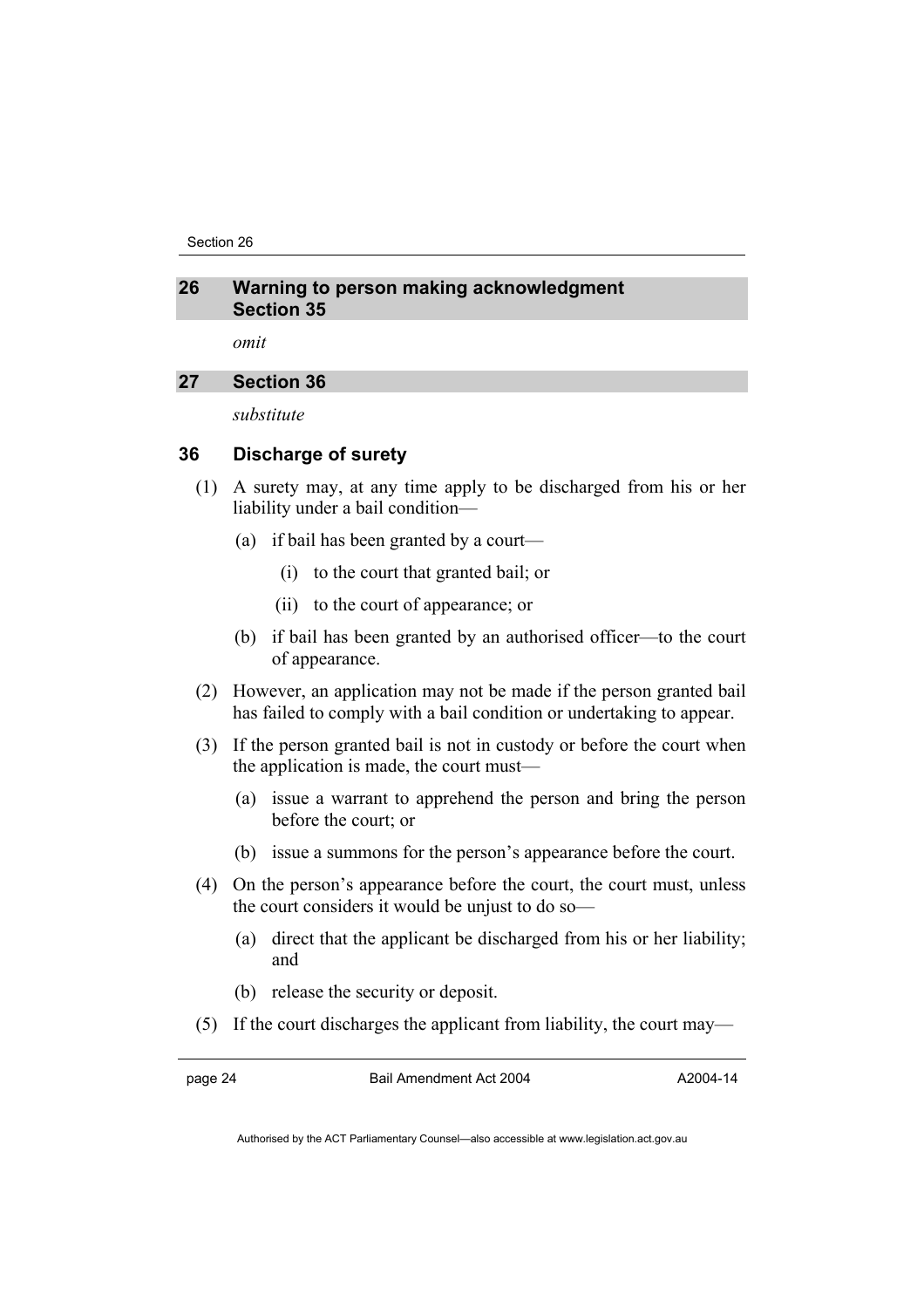## 26 Warning to person making acknowledgment Section 35

*omit*

## 27 Section 36

*substitute*

### 36 Discharge of surety

(1) A surety may, at any time apply to be discharged from his or her liability under a bail condition—

(a) if bail has been granted by a court—

(i) to the court that granted bail; or

(ii) to the court of appearance; or

(b) if bail has been granted by an authorised officer—to the court of appearance.

(2) However, an application may not be made if the person granted bail has failed to comply with a bail condition or undertaking to appear.

(3) If the person granted bail is not in custody or before the court when the application is made, the court must—

(a) issue a warrant to apprehend the person and bring the person before the court; or

(b) issue a summons for the person's appearance before the court.

(4) On the person's appearance before the court, the court must, unless the court considers it would be unjust to do so—

(a) direct that the applicant be discharged from his or her liability; and

(b) release the security or deposit.

(5) If the court discharges the applicant from liability, the court may—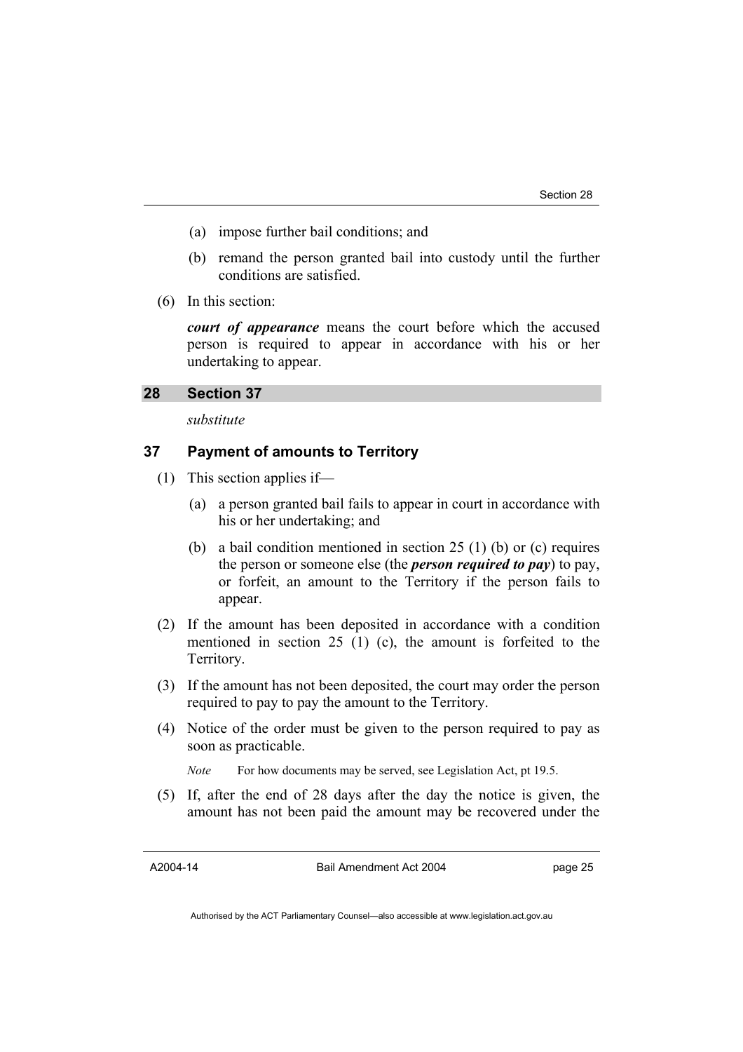(a) impose further bail conditions; and

(b) remand the person granted bail into custody until the further conditions are satisfied.

(6) In this section:

***court of appearance*** means the court before which the accused person is required to appear in accordance with his or her undertaking to appear.

## 28 Section 37

*substitute*

### 37 Payment of amounts to Territory

(1) This section applies if—

(a) a person granted bail fails to appear in court in accordance with his or her undertaking; and

(b) a bail condition mentioned in section 25 (1) (b) or (c) requires the person or someone else (the ***person required to pay***) to pay, or forfeit, an amount to the Territory if the person fails to appear.

(2) If the amount has been deposited in accordance with a condition mentioned in section 25 (1) (c), the amount is forfeited to the Territory.

(3) If the amount has not been deposited, the court may order the person required to pay to pay the amount to the Territory.

(4) Notice of the order must be given to the person required to pay as soon as practicable.

*Note* For how documents may be served, see Legislation Act, pt 19.5.

(5) If, after the end of 28 days after the day the notice is given, the amount has not been paid the amount may be recovered under the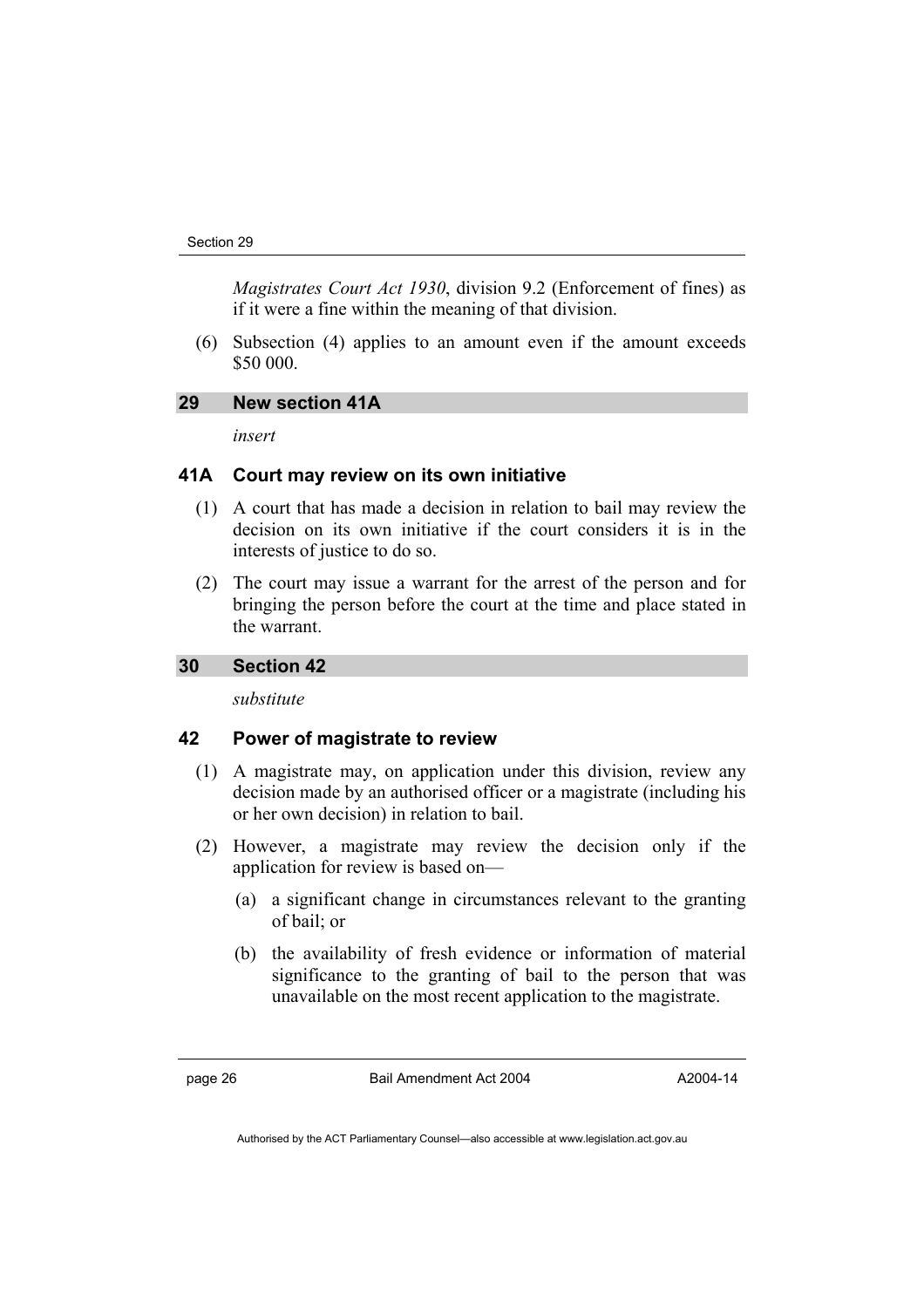*Magistrates Court Act 1930*, division 9.2 (Enforcement of fines) as if it were a fine within the meaning of that division.

(6) Subsection (4) applies to an amount even if the amount exceeds $50 000.

## 29 New section 41A

*insert*

### 41A Court may review on its own initiative

(1) A court that has made a decision in relation to bail may review the decision on its own initiative if the court considers it is in the interests of justice to do so.

(2) The court may issue a warrant for the arrest of the person and for bringing the person before the court at the time and place stated in the warrant.

## 30 Section 42

*substitute*

### 42 Power of magistrate to review

(1) A magistrate may, on application under this division, review any decision made by an authorised officer or a magistrate (including his or her own decision) in relation to bail.

(2) However, a magistrate may review the decision only if the application for review is based on—

(a) a significant change in circumstances relevant to the granting of bail; or

(b) the availability of fresh evidence or information of material significance to the granting of bail to the person that was unavailable on the most recent application to the magistrate.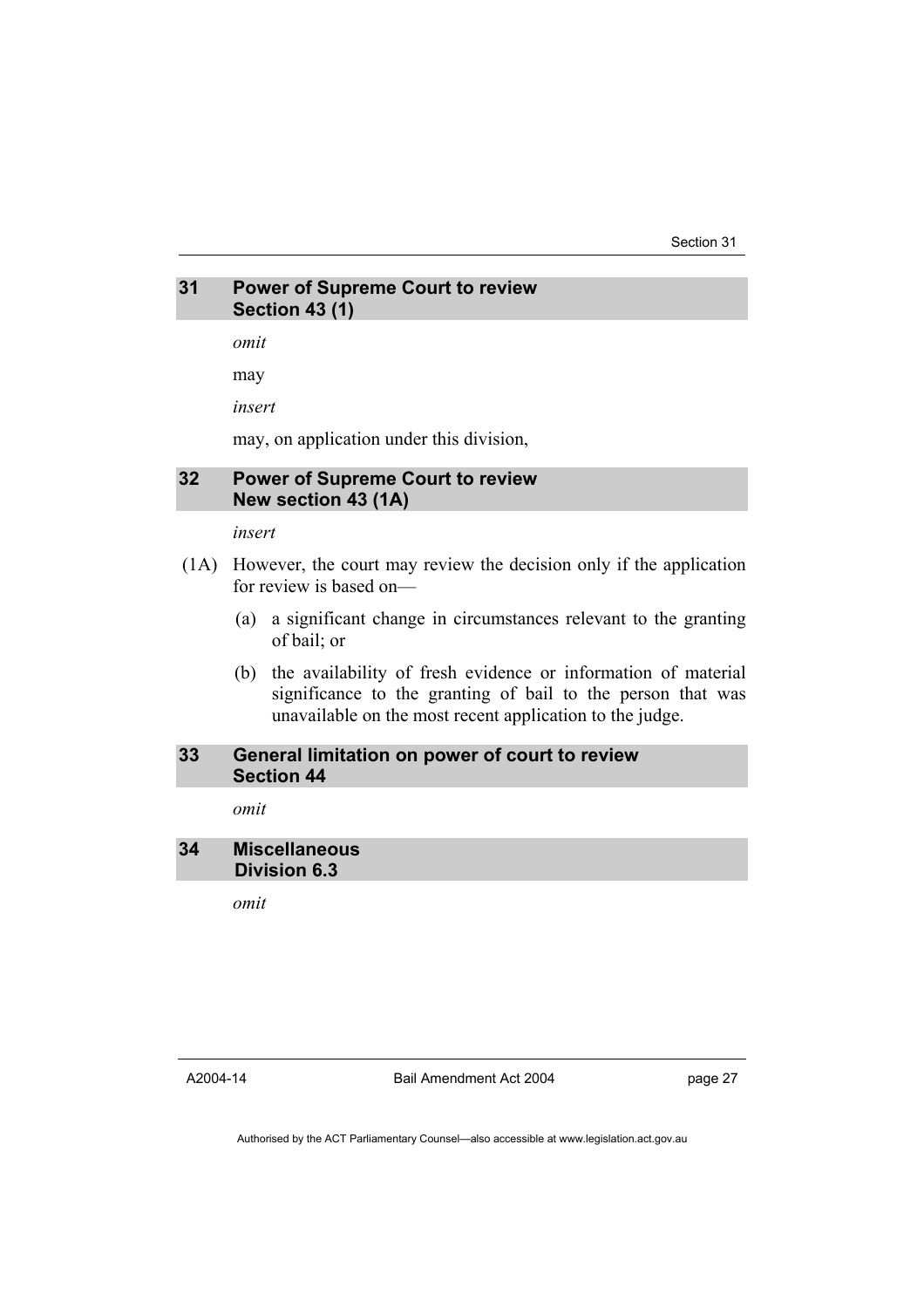## 31 Power of Supreme Court to review Section 43 (1)

*omit*

may

*insert*

may, on application under this division,

## 32 Power of Supreme Court to review New section 43 (1A)

*insert*

(1A) However, the court may review the decision only if the application for review is based on—

(a) a significant change in circumstances relevant to the granting of bail; or

(b) the availability of fresh evidence or information of material significance to the granting of bail to the person that was unavailable on the most recent application to the judge.

## 33 General limitation on power of court to review Section 44

*omit*

## 34 Miscellaneous Division 6.3

*omit*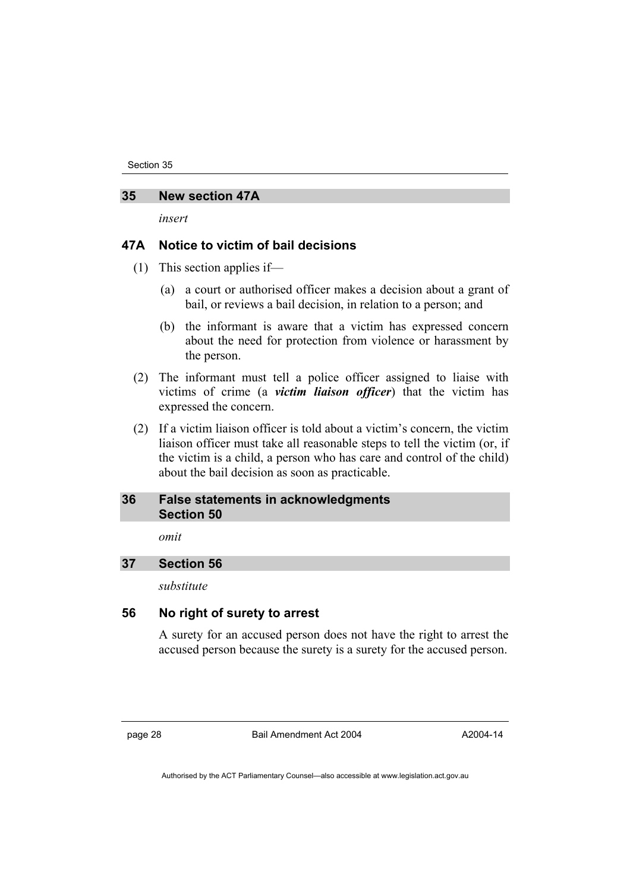## 35 New section 47A

*insert*

### 47A Notice to victim of bail decisions

(1) This section applies if—

(a) a court or authorised officer makes a decision about a grant of bail, or reviews a bail decision, in relation to a person; and

(b) the informant is aware that a victim has expressed concern about the need for protection from violence or harassment by the person.

(2) The informant must tell a police officer assigned to liaise with victims of crime (a ***victim liaison officer***) that the victim has expressed the concern.

(2) If a victim liaison officer is told about a victim's concern, the victim liaison officer must take all reasonable steps to tell the victim (or, if the victim is a child, a person who has care and control of the child) about the bail decision as soon as practicable.

## 36 False statements in acknowledgments Section 50

*omit*

## 37 Section 56

*substitute*

### 56 No right of surety to arrest

A surety for an accused person does not have the right to arrest the accused person because the surety is a surety for the accused person.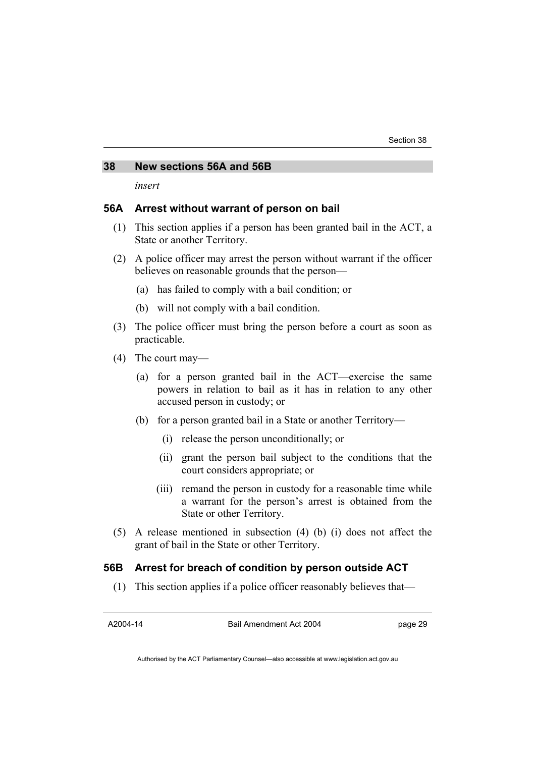## 38 New sections 56A and 56B

*insert*

### 56A Arrest without warrant of person on bail

(1) This section applies if a person has been granted bail in the ACT, a State or another Territory.

(2) A police officer may arrest the person without warrant if the officer believes on reasonable grounds that the person—

(a) has failed to comply with a bail condition; or

(b) will not comply with a bail condition.

(3) The police officer must bring the person before a court as soon as practicable.

(4) The court may—

(a) for a person granted bail in the ACT—exercise the same powers in relation to bail as it has in relation to any other accused person in custody; or

(b) for a person granted bail in a State or another Territory—

(i) release the person unconditionally; or

(ii) grant the person bail subject to the conditions that the court considers appropriate; or

(iii) remand the person in custody for a reasonable time while a warrant for the person's arrest is obtained from the State or other Territory.

(5) A release mentioned in subsection (4) (b) (i) does not affect the grant of bail in the State or other Territory.

### 56B Arrest for breach of condition by person outside ACT

(1) This section applies if a police officer reasonably believes that—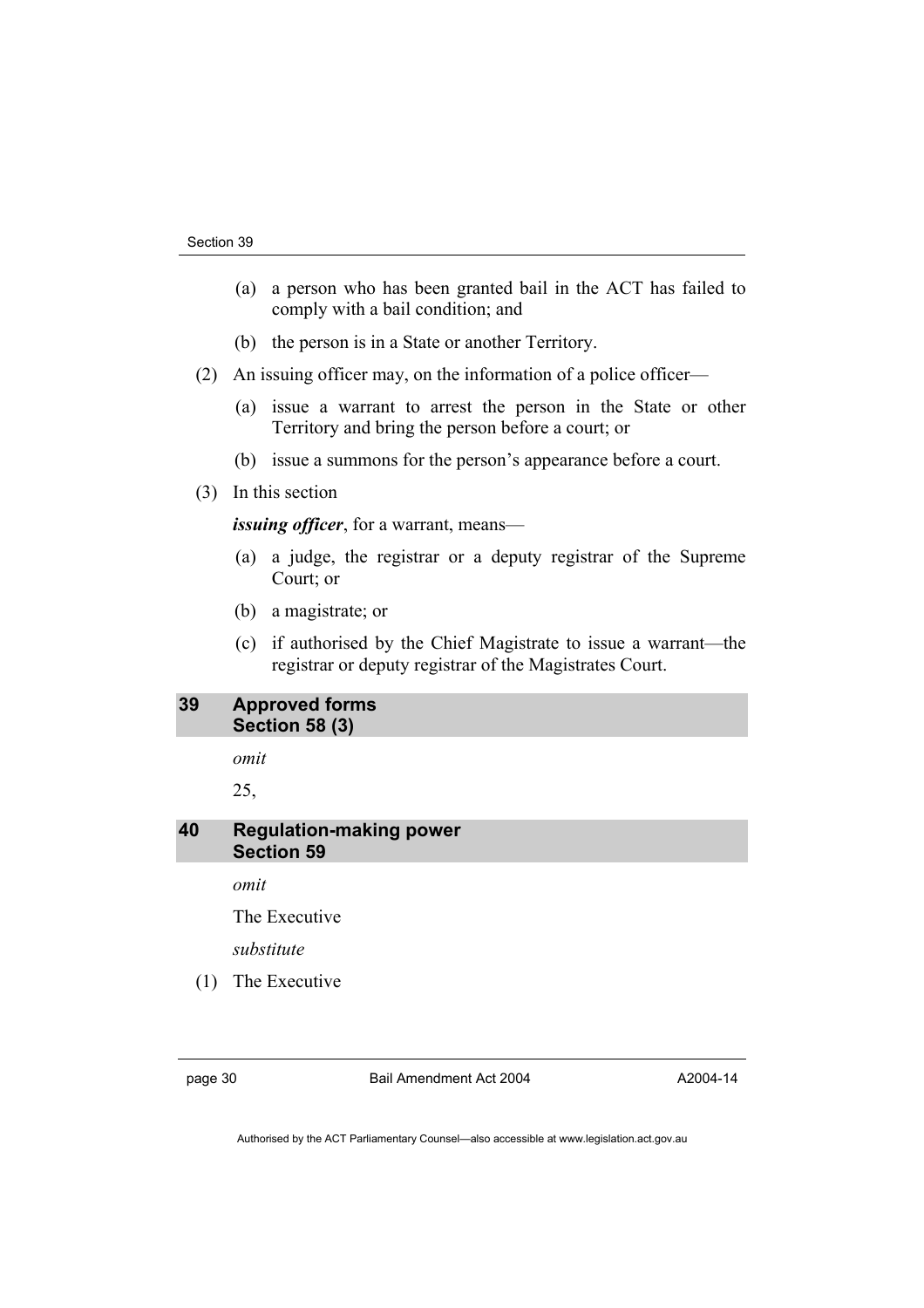(a) a person who has been granted bail in the ACT has failed to comply with a bail condition; and

(b) the person is in a State or another Territory.

(2) An issuing officer may, on the information of a police officer—

(a) issue a warrant to arrest the person in the State or other Territory and bring the person before a court; or

(b) issue a summons for the person's appearance before a court.

(3) In this section

***issuing officer***, for a warrant, means—

(a) a judge, the registrar or a deputy registrar of the Supreme Court; or

(b) a magistrate; or

(c) if authorised by the Chief Magistrate to issue a warrant—the registrar or deputy registrar of the Magistrates Court.

## 39 Approved forms Section 58 (3)

*omit*

25,

## 40 Regulation-making power Section 59

*omit*

The Executive

*substitute*

(1) The Executive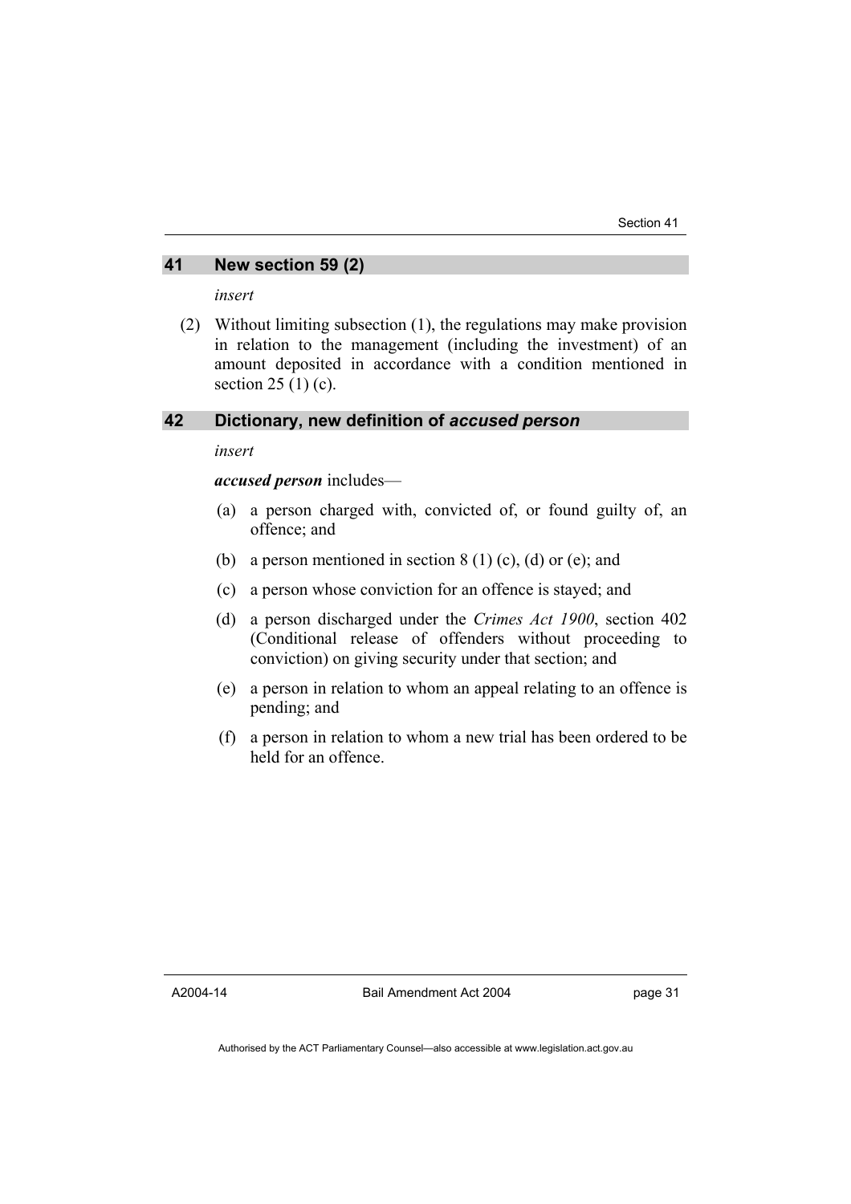## 41 New section 59 (2)

*insert*

(2) Without limiting subsection (1), the regulations may make provision in relation to the management (including the investment) of an amount deposited in accordance with a condition mentioned in section 25 (1) (c).

## 42 Dictionary, new definition of *accused person*

*insert*

***accused person*** includes—

(a) a person charged with, convicted of, or found guilty of, an offence; and

(b) a person mentioned in section 8 (1) (c), (d) or (e); and

(c) a person whose conviction for an offence is stayed; and

(d) a person discharged under the *Crimes Act 1900*, section 402 (Conditional release of offenders without proceeding to conviction) on giving security under that section; and

(e) a person in relation to whom an appeal relating to an offence is pending; and

(f) a person in relation to whom a new trial has been ordered to be held for an offence.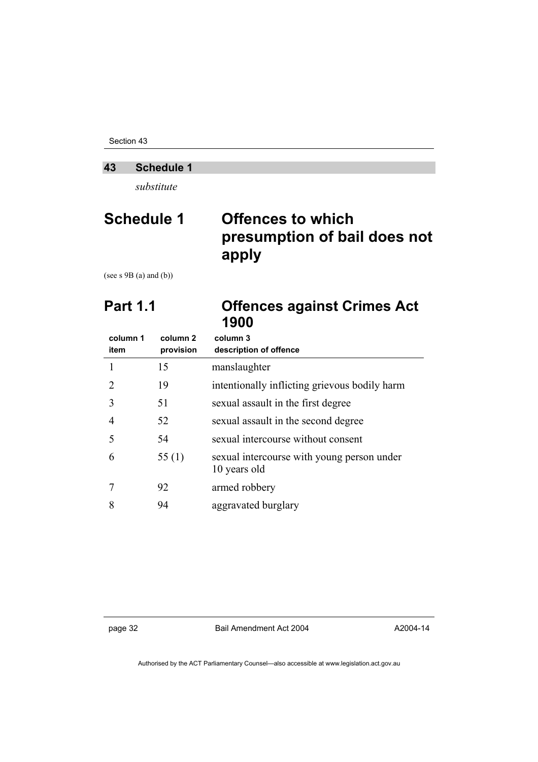## 43 Schedule 1

*substitute*

# Schedule 1 Offences to which presumption of bail does not apply

(see s 9B (a) and (b))

## Part 1.1 Offences against Crimes Act 1900

| column 1 item | column 2 provision | column 3 description of offence |
|---|---|---|
| 1 | 15 | manslaughter |
| 2 | 19 | intentionally inflicting grievous bodily harm |
| 3 | 51 | sexual assault in the first degree |
| 4 | 52 | sexual assault in the second degree |
| 5 | 54 | sexual intercourse without consent |
| 6 | 55 (1) | sexual intercourse with young person under 10 years old |
| 7 | 92 | armed robbery |
| 8 | 94 | aggravated burglary |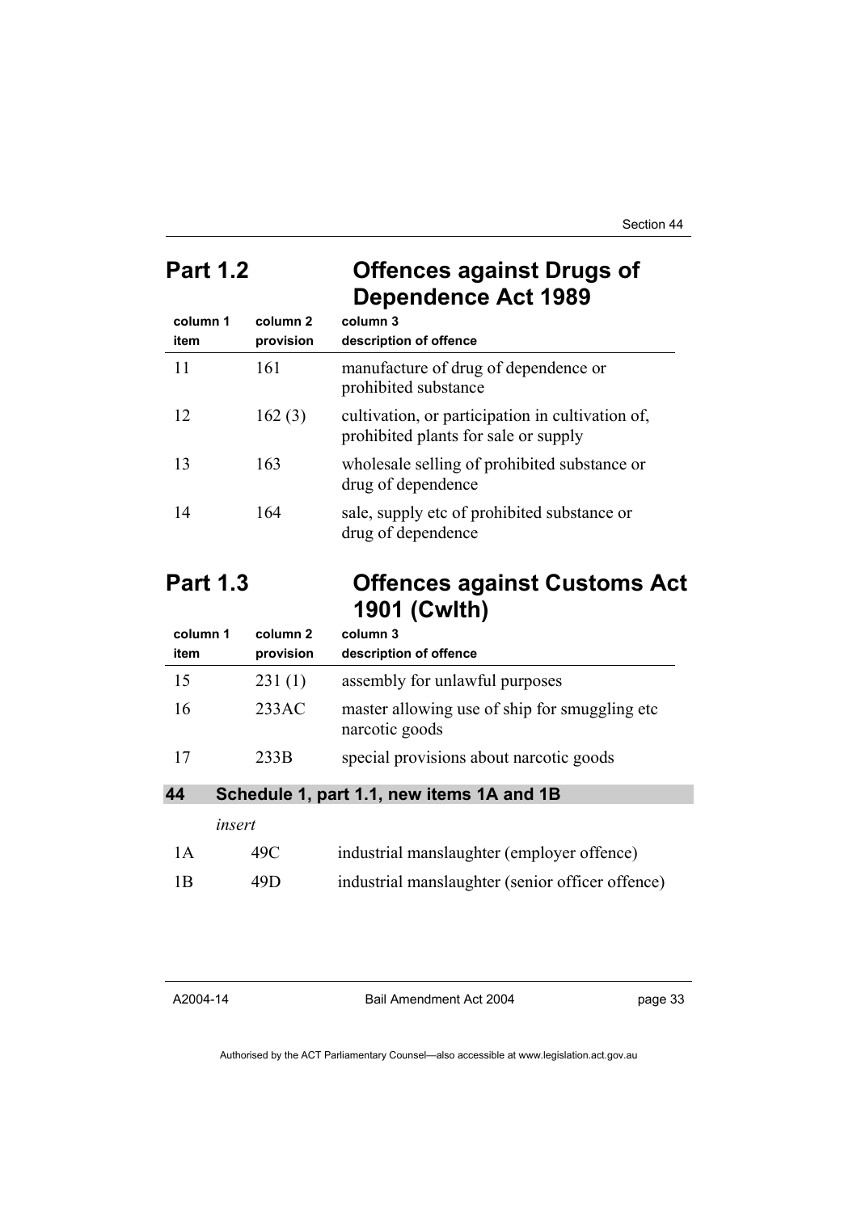## Part 1.2 Offences against Drugs of Dependence Act 1989

| column 1 item | column 2 provision | column 3 description of offence |
|---|---|---|
| 11 | 161 | manufacture of drug of dependence or prohibited substance |
| 12 | 162 (3) | cultivation, or participation in cultivation of, prohibited plants for sale or supply |
| 13 | 163 | wholesale selling of prohibited substance or drug of dependence |
| 14 | 164 | sale, supply etc of prohibited substance or drug of dependence |

## Part 1.3 Offences against Customs Act 1901 (Cwlth)

| column 1 item | column 2 provision | column 3 description of offence |
|---|---|---|
| 15 | 231 (1) | assembly for unlawful purposes |
| 16 | 233AC | master allowing use of ship for smuggling etc narcotic goods |
| 17 | 233B | special provisions about narcotic goods |

### 44 Schedule 1, part 1.1, new items 1A and 1B

*insert*

| | | |
|---|---|---|
| 1A | 49C | industrial manslaughter (employer offence) |
| 1B | 49D | industrial manslaughter (senior officer offence) |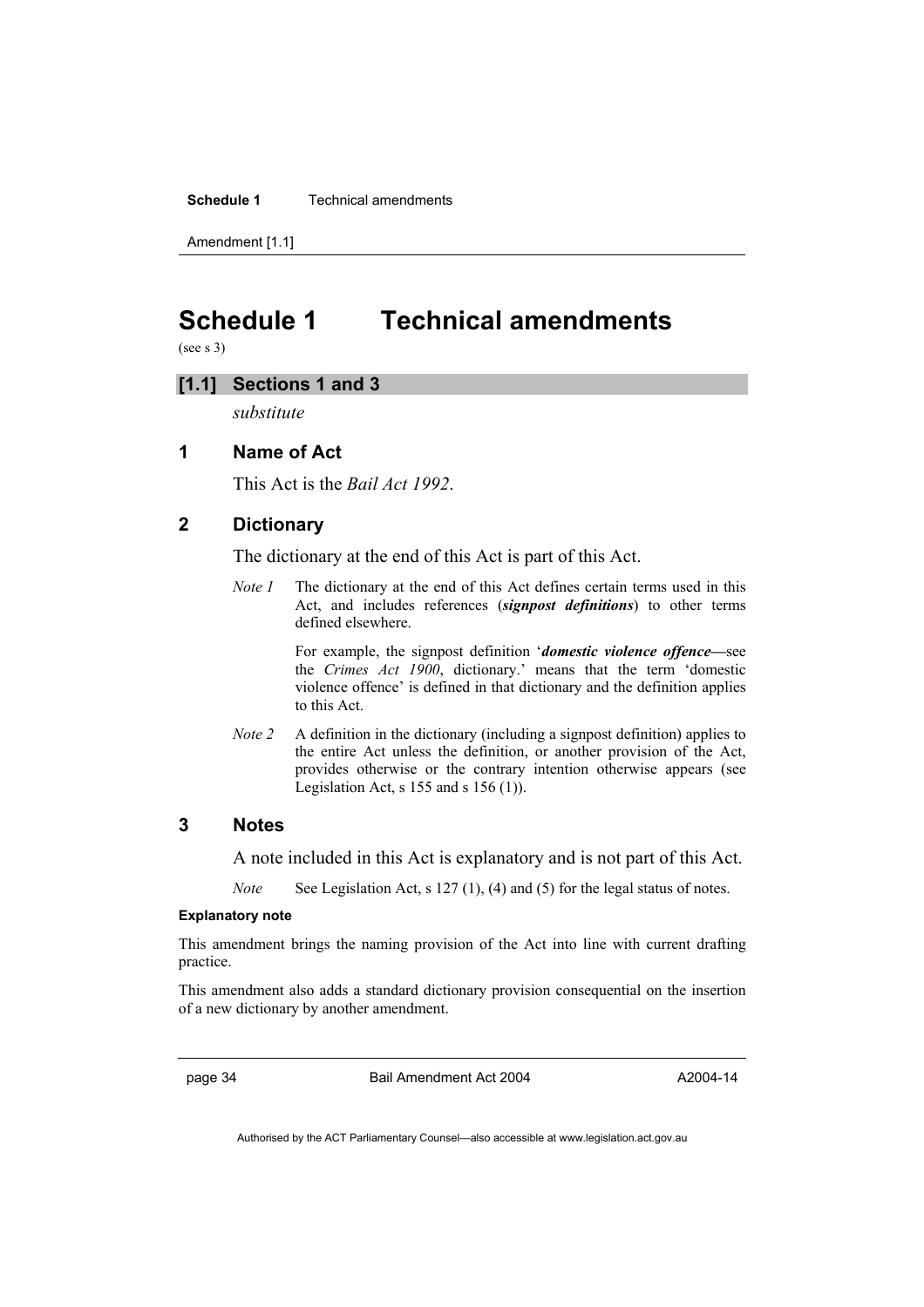# Schedule 1 Technical amendments

(see s 3)

## [1.1] Sections 1 and 3

*substitute*

### 1 Name of Act

This Act is the *Bail Act 1992*.

### 2 Dictionary

The dictionary at the end of this Act is part of this Act.

*Note 1* The dictionary at the end of this Act defines certain terms used in this Act, and includes references (***signpost definitions***) to other terms defined elsewhere.

For example, the signpost definition '***domestic violence offence***—see the *Crimes Act 1900*, dictionary.' means that the term 'domestic violence offence' is defined in that dictionary and the definition applies to this Act.

*Note 2* A definition in the dictionary (including a signpost definition) applies to the entire Act unless the definition, or another provision of the Act, provides otherwise or the contrary intention otherwise appears (see Legislation Act, s 155 and s 156 (1)).

### 3 Notes

A note included in this Act is explanatory and is not part of this Act.

*Note* See Legislation Act, s 127 (1), (4) and (5) for the legal status of notes.

**Explanatory note**

This amendment brings the naming provision of the Act into line with current drafting practice.

This amendment also adds a standard dictionary provision consequential on the insertion of a new dictionary by another amendment.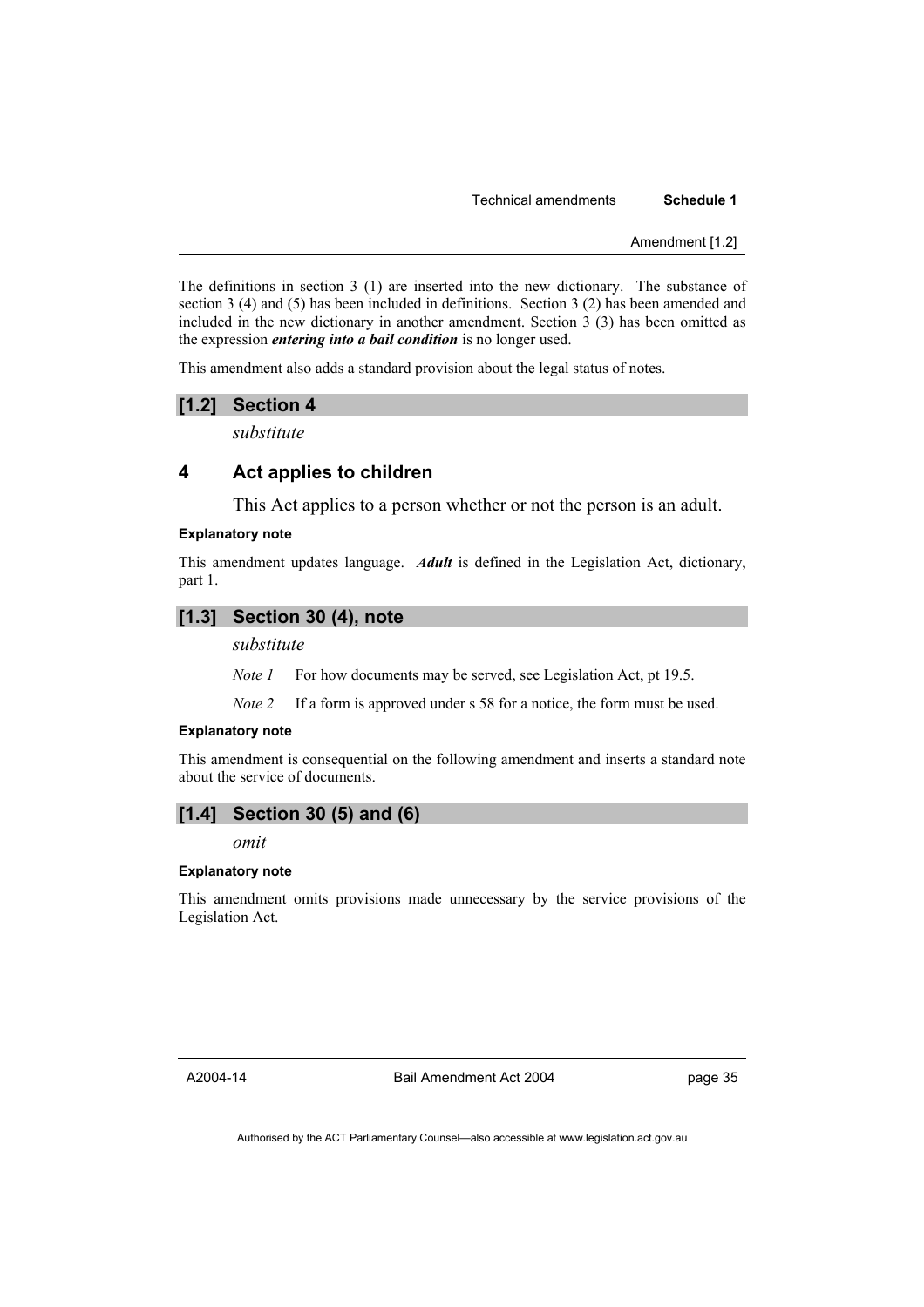The definitions in section 3 (1) are inserted into the new dictionary. The substance of section 3 (4) and (5) has been included in definitions. Section 3 (2) has been amended and included in the new dictionary in another amendment. Section 3 (3) has been omitted as the expression ***entering into a bail condition*** is no longer used.

This amendment also adds a standard provision about the legal status of notes.

## [1.2] Section 4

*substitute*

### 4 Act applies to children

This Act applies to a person whether or not the person is an adult.

**Explanatory note**

This amendment updates language. ***Adult*** is defined in the Legislation Act, dictionary, part 1.

## [1.3] Section 30 (4), note

*substitute*

*Note 1* For how documents may be served, see Legislation Act, pt 19.5.

*Note 2* If a form is approved under s 58 for a notice, the form must be used.

**Explanatory note**

This amendment is consequential on the following amendment and inserts a standard note about the service of documents.

## [1.4] Section 30 (5) and (6)

*omit*

**Explanatory note**

This amendment omits provisions made unnecessary by the service provisions of the Legislation Act.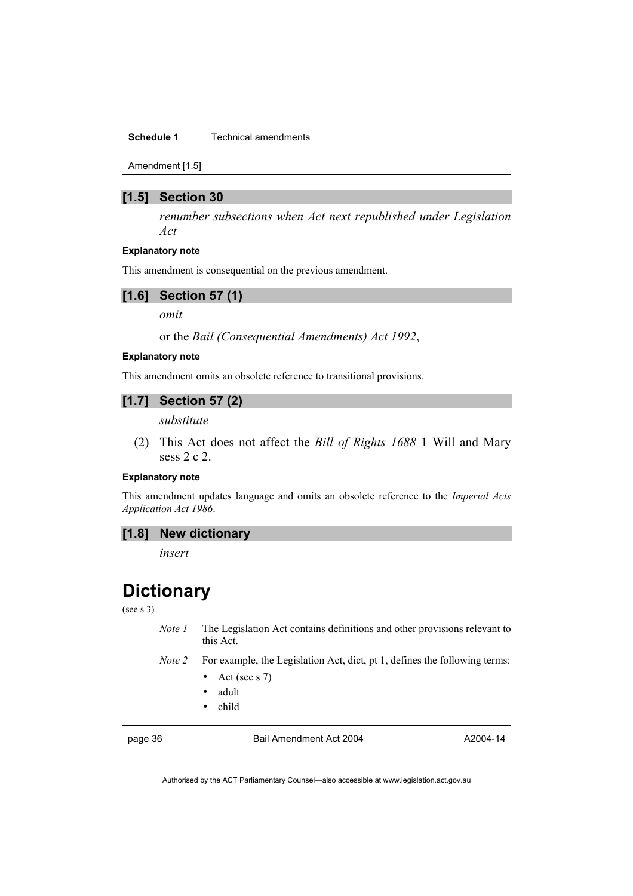## [1.5] Section 30

*renumber subsections when Act next republished under Legislation Act*

**Explanatory note**

This amendment is consequential on the previous amendment.

## [1.6] Section 57 (1)

*omit*

or the *Bail (Consequential Amendments) Act 1992*,

**Explanatory note**

This amendment omits an obsolete reference to transitional provisions.

## [1.7] Section 57 (2)

*substitute*

(2) This Act does not affect the *Bill of Rights 1688* 1 Will and Mary sess 2 c 2.

**Explanatory note**

This amendment updates language and omits an obsolete reference to the *Imperial Acts Application Act 1986*.

## [1.8] New dictionary

*insert*

# Dictionary

(see s 3)

*Note 1* The Legislation Act contains definitions and other provisions relevant to this Act.

*Note 2* For example, the Legislation Act, dict, pt 1, defines the following terms:

- Act (see s 7)
- adult
- child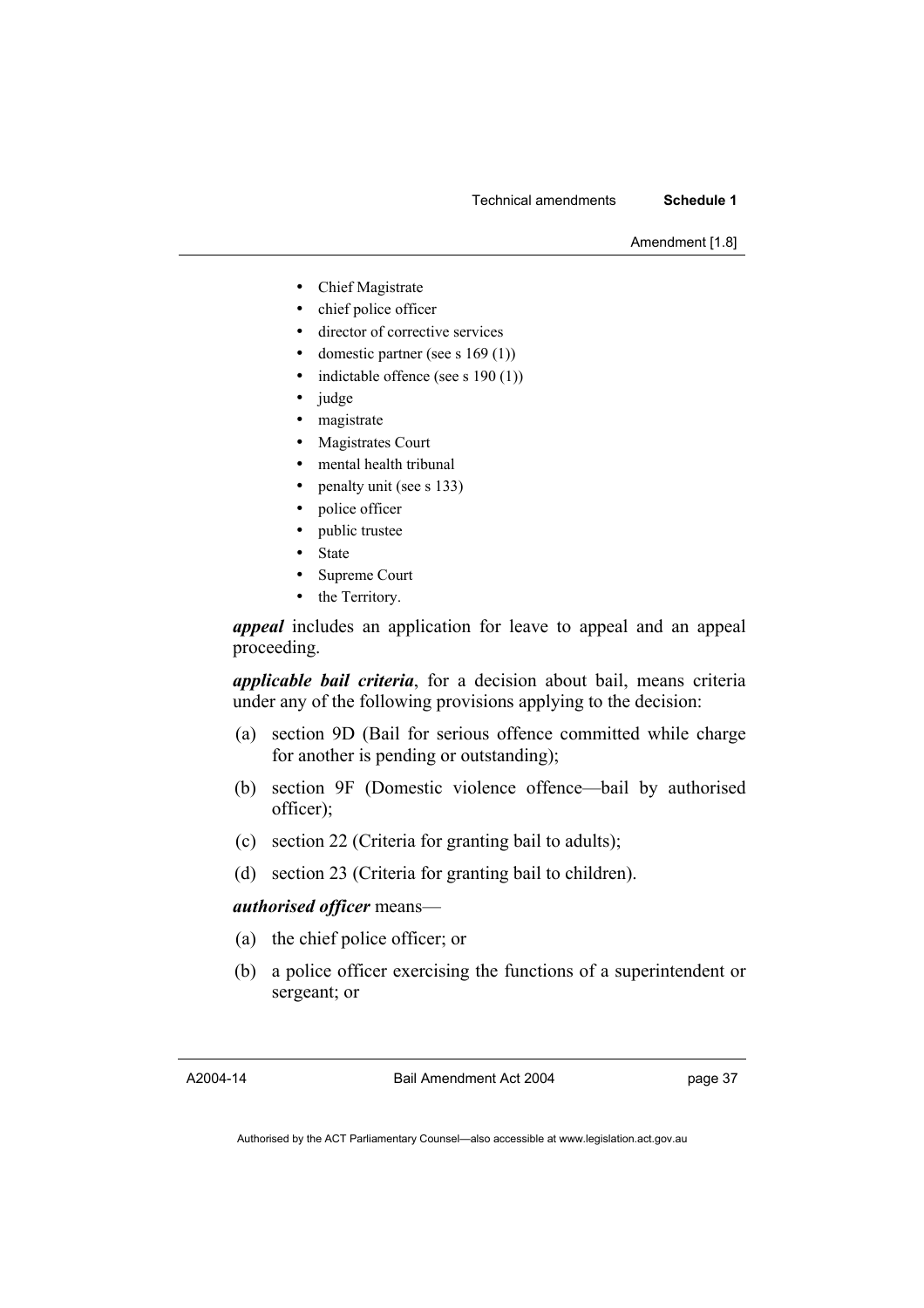- Chief Magistrate
- chief police officer
- director of corrective services
- domestic partner (see s 169 (1))
- indictable offence (see s 190 (1))
- judge
- magistrate
- Magistrates Court
- mental health tribunal
- penalty unit (see s 133)
- police officer
- public trustee
- State
- Supreme Court
- the Territory.

***appeal*** includes an application for leave to appeal and an appeal proceeding.

***applicable bail criteria***, for a decision about bail, means criteria under any of the following provisions applying to the decision:

(a) section 9D (Bail for serious offence committed while charge for another is pending or outstanding);

(b) section 9F (Domestic violence offence—bail by authorised officer);

(c) section 22 (Criteria for granting bail to adults);

(d) section 23 (Criteria for granting bail to children).

***authorised officer*** means—

(a) the chief police officer; or

(b) a police officer exercising the functions of a superintendent or sergeant; or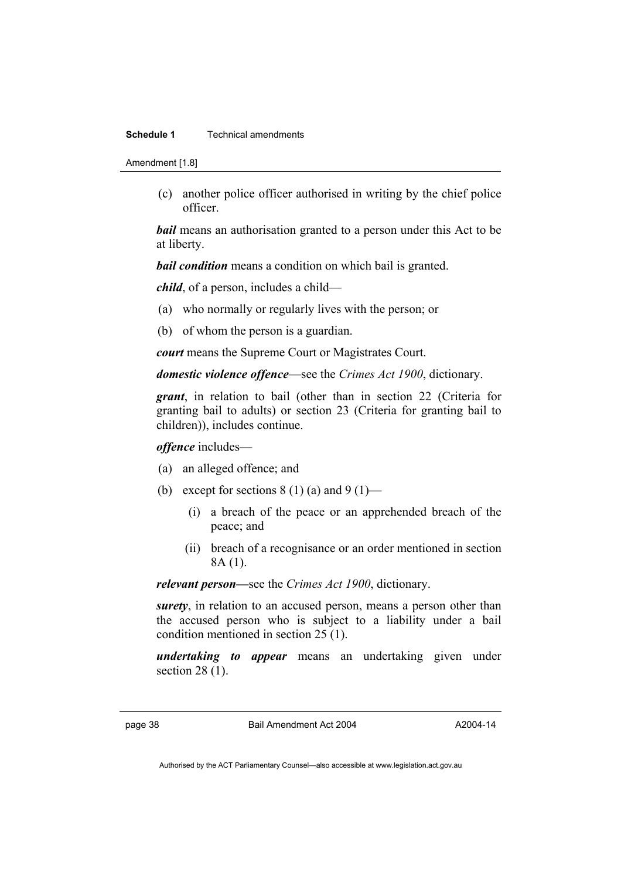(c) another police officer authorised in writing by the chief police officer.

***bail*** means an authorisation granted to a person under this Act to be at liberty.

***bail condition*** means a condition on which bail is granted.

***child***, of a person, includes a child—

(a) who normally or regularly lives with the person; or

(b) of whom the person is a guardian.

***court*** means the Supreme Court or Magistrates Court.

***domestic violence offence***—see the *Crimes Act 1900*, dictionary.

***grant***, in relation to bail (other than in section 22 (Criteria for granting bail to adults) or section 23 (Criteria for granting bail to children)), includes continue.

***offence*** includes—

(a) an alleged offence; and

(b) except for sections 8 (1) (a) and 9 (1)—

(i) a breach of the peace or an apprehended breach of the peace; and

(ii) breach of a recognisance or an order mentioned in section 8A (1).

***relevant person***—see the *Crimes Act 1900*, dictionary.

***surety***, in relation to an accused person, means a person other than the accused person who is subject to a liability under a bail condition mentioned in section 25 (1).

***undertaking to appear*** means an undertaking given under section 28 (1).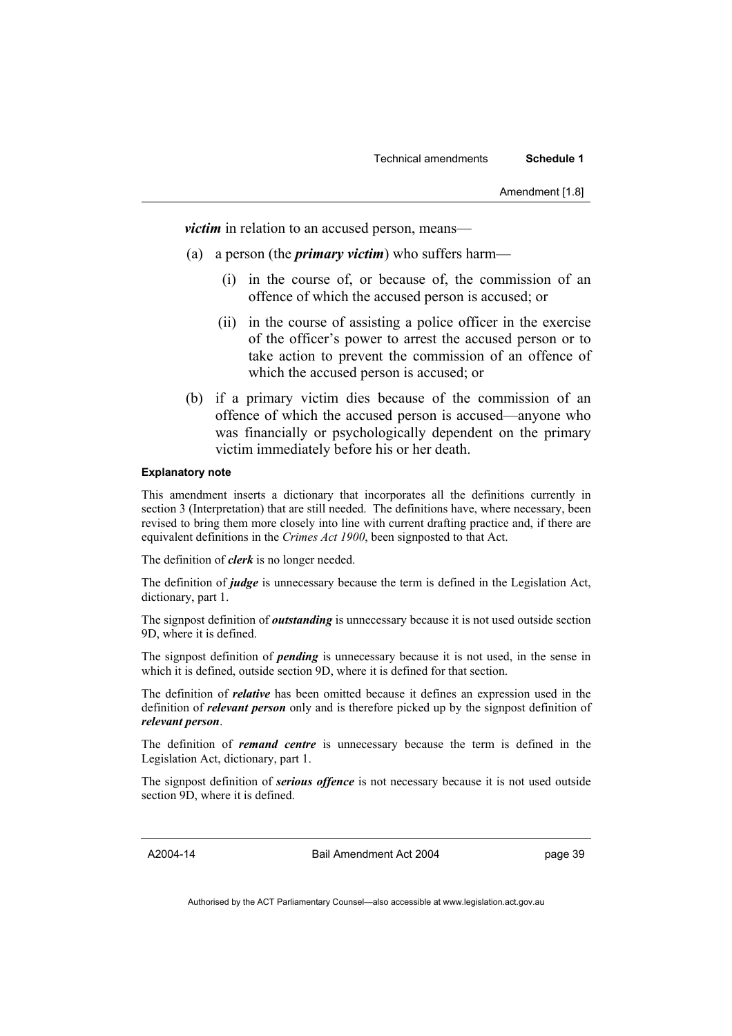***victim*** in relation to an accused person, means—

(a) a person (the ***primary victim***) who suffers harm—

(i) in the course of, or because of, the commission of an offence of which the accused person is accused; or

(ii) in the course of assisting a police officer in the exercise of the officer's power to arrest the accused person or to take action to prevent the commission of an offence of which the accused person is accused; or

(b) if a primary victim dies because of the commission of an offence of which the accused person is accused—anyone who was financially or psychologically dependent on the primary victim immediately before his or her death.

**Explanatory note**

This amendment inserts a dictionary that incorporates all the definitions currently in section 3 (Interpretation) that are still needed. The definitions have, where necessary, been revised to bring them more closely into line with current drafting practice and, if there are equivalent definitions in the *Crimes Act 1900*, been signposted to that Act.

The definition of ***clerk*** is no longer needed.

The definition of ***judge*** is unnecessary because the term is defined in the Legislation Act, dictionary, part 1.

The signpost definition of ***outstanding*** is unnecessary because it is not used outside section 9D, where it is defined.

The signpost definition of ***pending*** is unnecessary because it is not used, in the sense in which it is defined, outside section 9D, where it is defined for that section.

The definition of ***relative*** has been omitted because it defines an expression used in the definition of ***relevant person*** only and is therefore picked up by the signpost definition of ***relevant person***.

The definition of ***remand centre*** is unnecessary because the term is defined in the Legislation Act, dictionary, part 1.

The signpost definition of ***serious offence*** is not necessary because it is not used outside section 9D, where it is defined.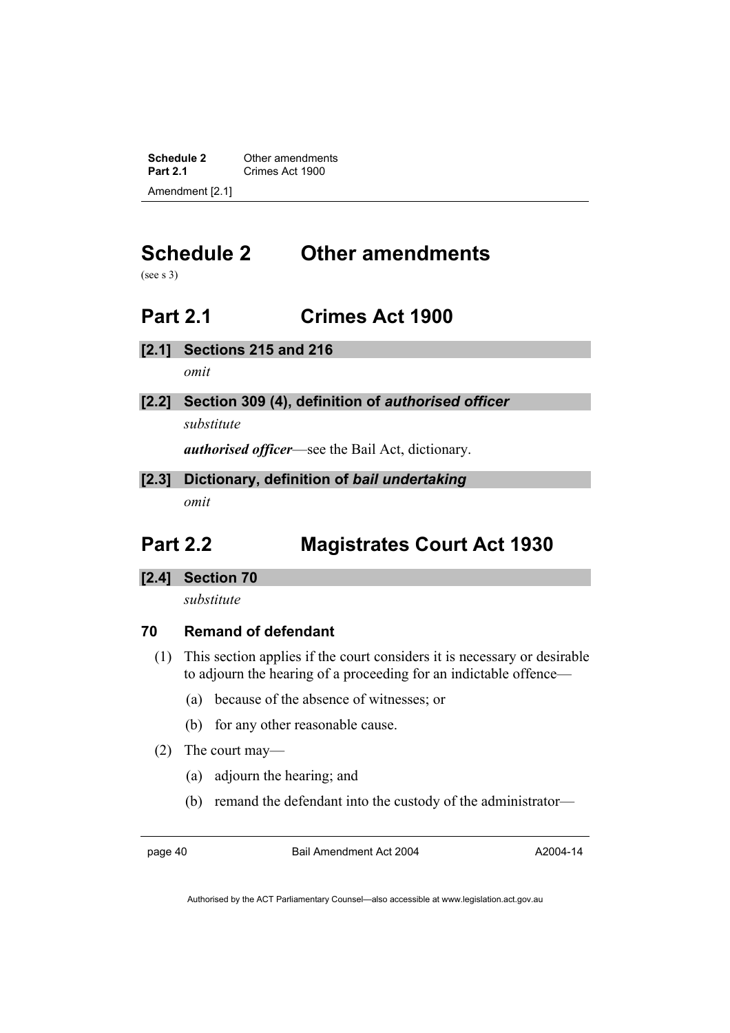# Schedule 2 Other amendments

(see s 3)

## Part 2.1 Crimes Act 1900

### [2.1] Sections 215 and 216

*omit*

### [2.2] Section 309 (4), definition of *authorised officer*

*substitute*

***authorised officer***—see the Bail Act, dictionary.

### [2.3] Dictionary, definition of *bail undertaking*

*omit*

## Part 2.2 Magistrates Court Act 1930

### [2.4] Section 70

*substitute*

**70 Remand of defendant**

(1) This section applies if the court considers it is necessary or desirable to adjourn the hearing of a proceeding for an indictable offence—

(a) because of the absence of witnesses; or

(b) for any other reasonable cause.

(2) The court may—

(a) adjourn the hearing; and

(b) remand the defendant into the custody of the administrator—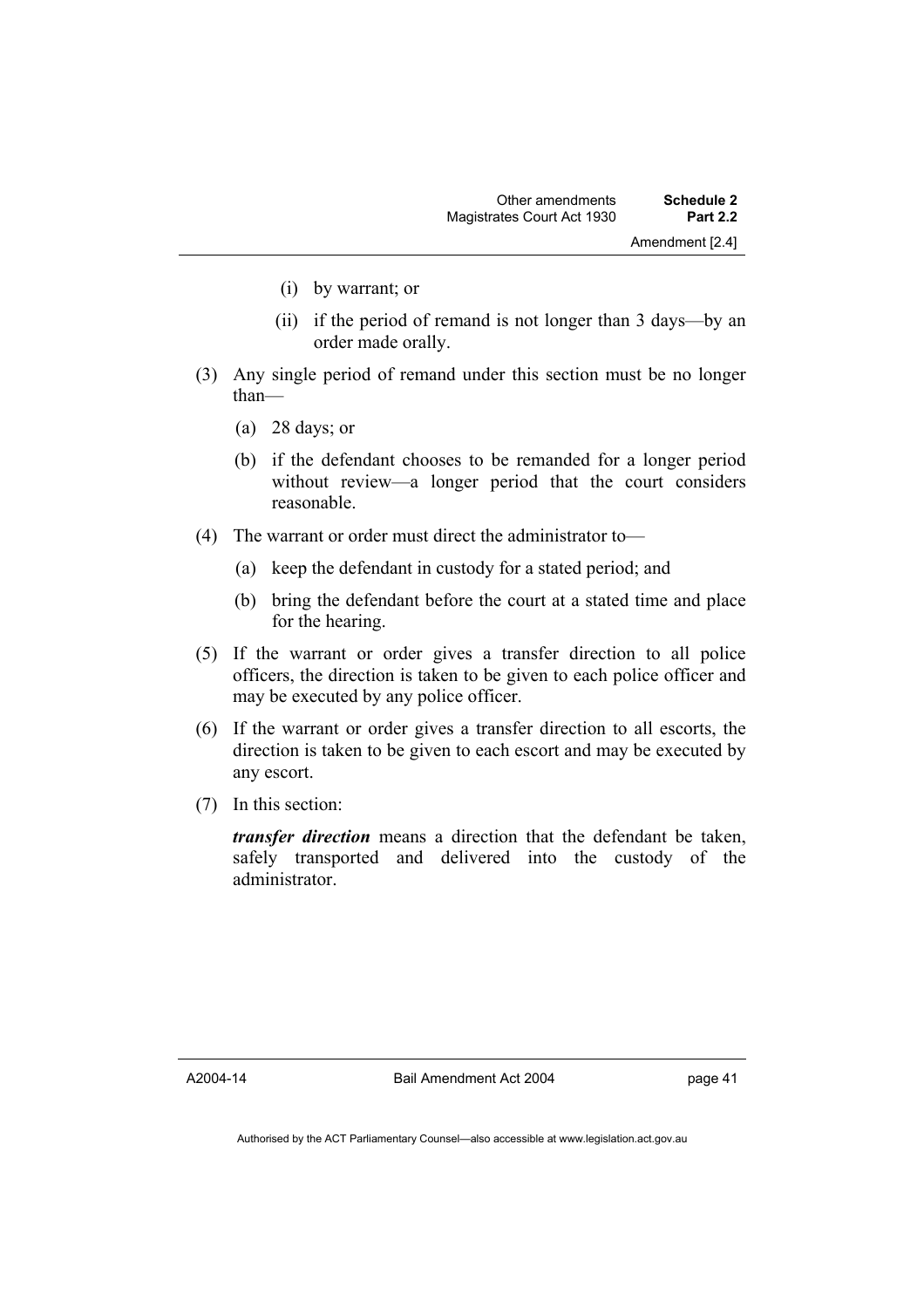(i) by warrant; or

(ii) if the period of remand is not longer than 3 days—by an order made orally.

(3) Any single period of remand under this section must be no longer than—

(a) 28 days; or

(b) if the defendant chooses to be remanded for a longer period without review—a longer period that the court considers reasonable.

(4) The warrant or order must direct the administrator to—

(a) keep the defendant in custody for a stated period; and

(b) bring the defendant before the court at a stated time and place for the hearing.

(5) If the warrant or order gives a transfer direction to all police officers, the direction is taken to be given to each police officer and may be executed by any police officer.

(6) If the warrant or order gives a transfer direction to all escorts, the direction is taken to be given to each escort and may be executed by any escort.

(7) In this section:

***transfer direction*** means a direction that the defendant be taken, safely transported and delivered into the custody of the administrator.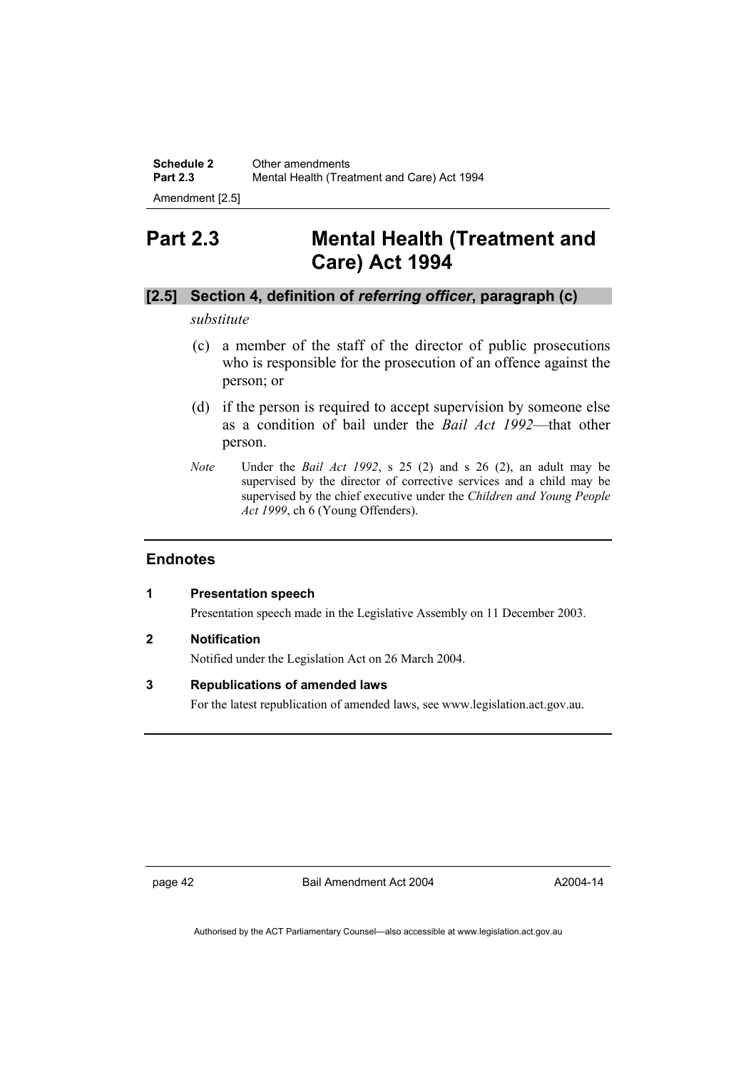# Part 2.3 Mental Health (Treatment and Care) Act 1994

## [2.5] Section 4, definition of *referring officer*, paragraph (c)

*substitute*

(c) a member of the staff of the director of public prosecutions who is responsible for the prosecution of an offence against the person; or

(d) if the person is required to accept supervision by someone else as a condition of bail under the *Bail Act 1992*—that other person.

*Note* Under the *Bail Act 1992*, s 25 (2) and s 26 (2), an adult may be supervised by the director of corrective services and a child may be supervised by the chief executive under the *Children and Young People Act 1999*, ch 6 (Young Offenders).

## Endnotes

### 1 Presentation speech

Presentation speech made in the Legislative Assembly on 11 December 2003.

### 2 Notification

Notified under the Legislation Act on 26 March 2004.

### 3 Republications of amended laws

For the latest republication of amended laws, see www.legislation.act.gov.au.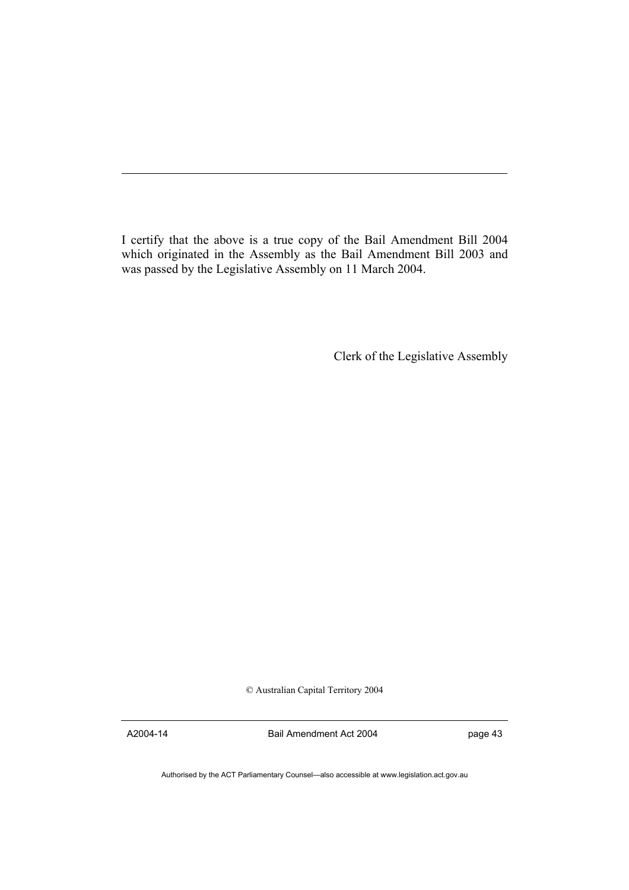---

I certify that the above is a true copy of the Bail Amendment Bill 2004 which originated in the Assembly as the Bail Amendment Bill 2003 and was passed by the Legislative Assembly on 11 March 2004.

Clerk of the Legislative Assembly

© Australian Capital Territory 2004